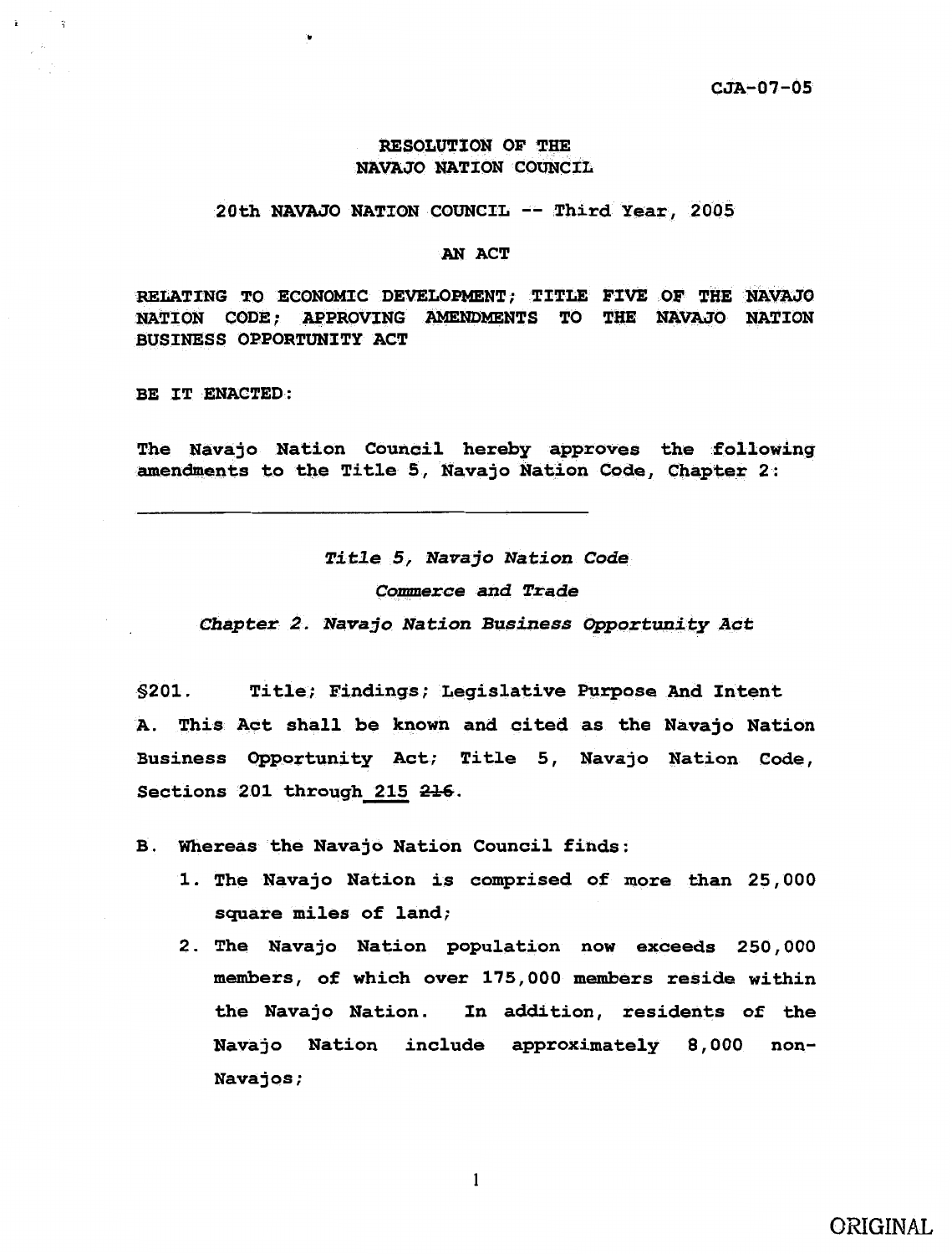CJA-07-05

**RESOLUTION OF THE**
**NAVAJO NATION COUNCIL**

**20th NAVAJO NATION COUNCIL -- Third Year, 2005**

**AN ACT**

**RELATING TO ECONOMIC DEVELOPMENT; TITLE FIVE OF THE NAVAJO NATION CODE; APPROVING AMENDMENTS TO THE NAVAJO NATION BUSINESS OPPORTUNITY ACT**

**BE IT ENACTED:**

**The Navajo Nation Council hereby approves the following amendments to the Title 5, Navajo Nation Code, Chapter 2:**

---

***Title 5, Navajo Nation Code***

***Commerce and Trade***

***Chapter 2. Navajo Nation Business Opportunity Act***

**§201. Title; Findings; Legislative Purpose And Intent**

**A. This Act shall be known and cited as the Navajo Nation Business Opportunity Act; Title 5, Navajo Nation Code, Sections 201 through <u>215</u> ~~216~~.**

**B. Whereas the Navajo Nation Council finds:**

1. **The Navajo Nation is comprised of more than 25,000 square miles of land;**
2. **The Navajo Nation population now exceeds 250,000 members, of which over 175,000 members reside within the Navajo Nation. In addition, residents of the Navajo Nation include approximately 8,000 non-Navajos;**

ORIGINAL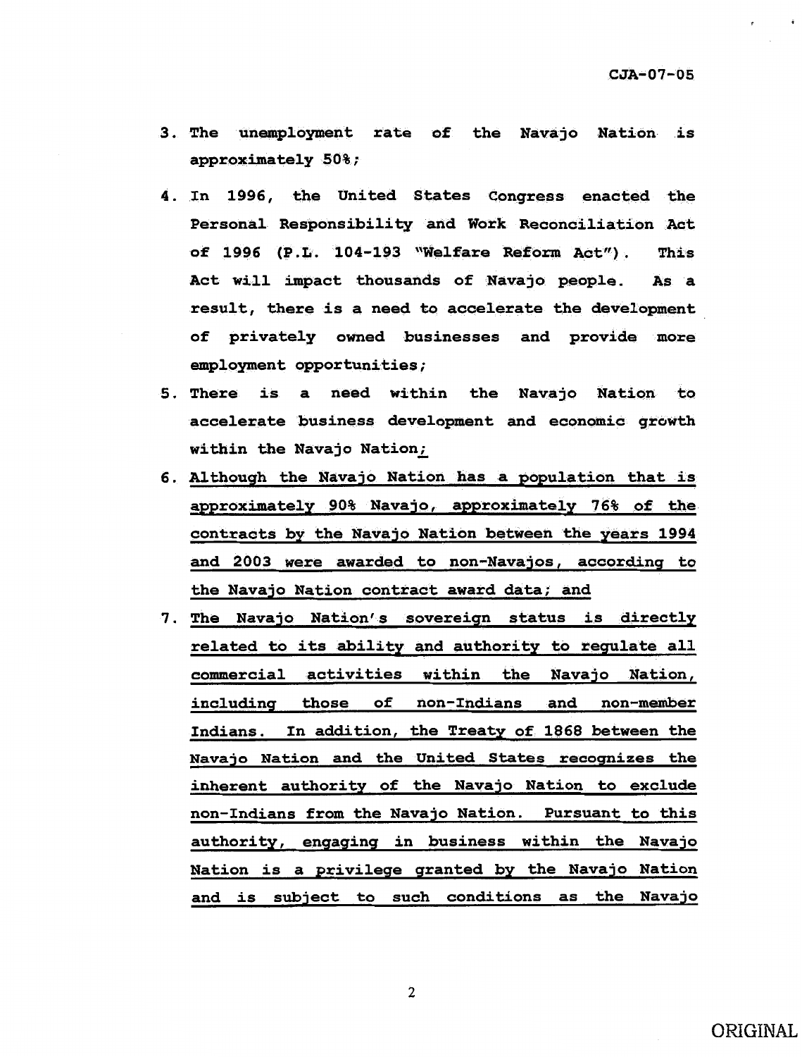3. The unemployment rate of the Navajo Nation is approximately 50%;

4. In 1996, the United States Congress enacted the Personal Responsibility and Work Reconciliation Act of 1996 (P.L. 104-193 "Welfare Reform Act"). This Act will impact thousands of Navajo people. As a result, there is a need to accelerate the development of privately owned businesses and provide more employment opportunities;

5. There is a need within the Navajo Nation to accelerate business development and economic growth within the Navajo Nation<u>;</u>

6. <u>Although the Navajo Nation has a population that is approximately 90% Navajo, approximately 76% of the contracts by the Navajo Nation between the years 1994 and 2003 were awarded to non-Navajos, according to the Navajo Nation contract award data; and</u>

7. <u>The Navajo Nation's sovereign status is directly related to its ability and authority to regulate all commercial activities within the Navajo Nation, including those of non-Indians and non-member Indians. In addition, the Treaty of 1868 between the Navajo Nation and the United States recognizes the inherent authority of the Navajo Nation to exclude non-Indians from the Navajo Nation. Pursuant to this authority, engaging in business within the Navajo Nation is a privilege granted by the Navajo Nation and is subject to such conditions as the Navajo</u>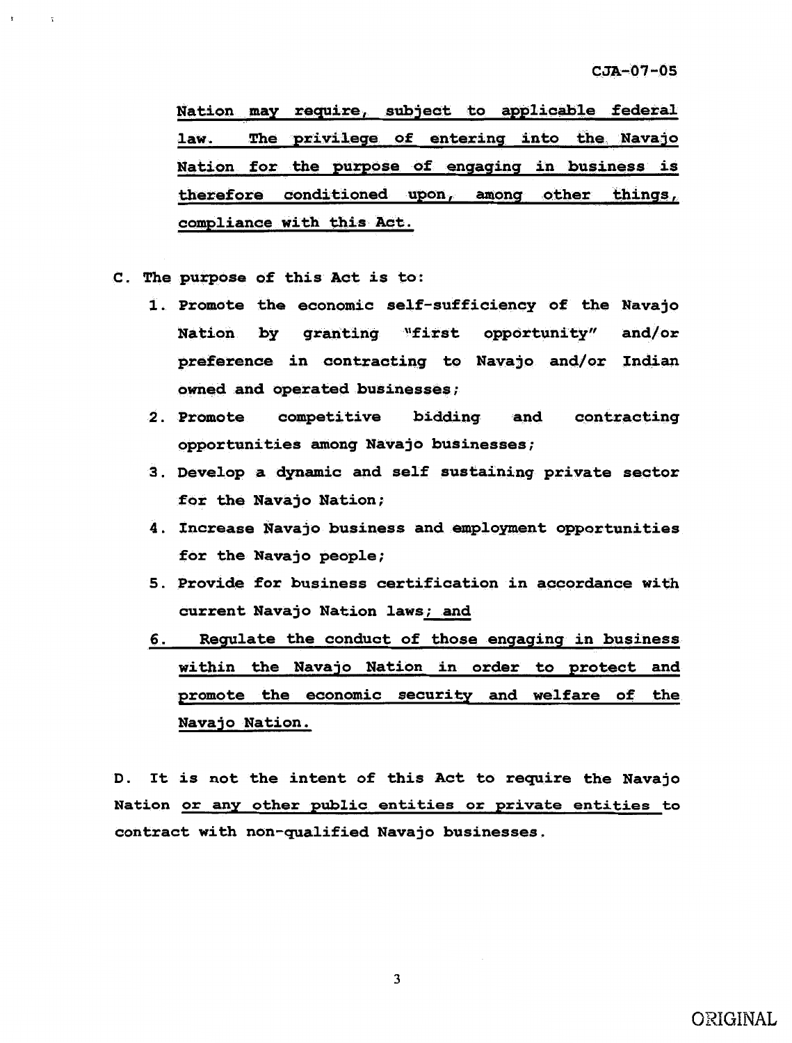Nation may require, subject to applicable federal law. The privilege of entering into the Navajo Nation for the purpose of engaging in business is therefore conditioned upon, among other things, compliance with this Act.

C. The purpose of this Act is to:

1. Promote the economic self-sufficiency of the Navajo Nation by granting "first opportunity" and/or preference in contracting to Navajo and/or Indian owned and operated businesses;
2. Promote competitive bidding and contracting opportunities among Navajo businesses;
3. Develop a dynamic and self sustaining private sector for the Navajo Nation;
4. Increase Navajo business and employment opportunities for the Navajo people;
5. Provide for business certification in accordance with current Navajo Nation laws; and
6. Regulate the conduct of those engaging in business within the Navajo Nation in order to protect and promote the economic security and welfare of the Navajo Nation.

D. It is not the intent of this Act to require the Navajo Nation or any other public entities or private entities to contract with non-qualified Navajo businesses.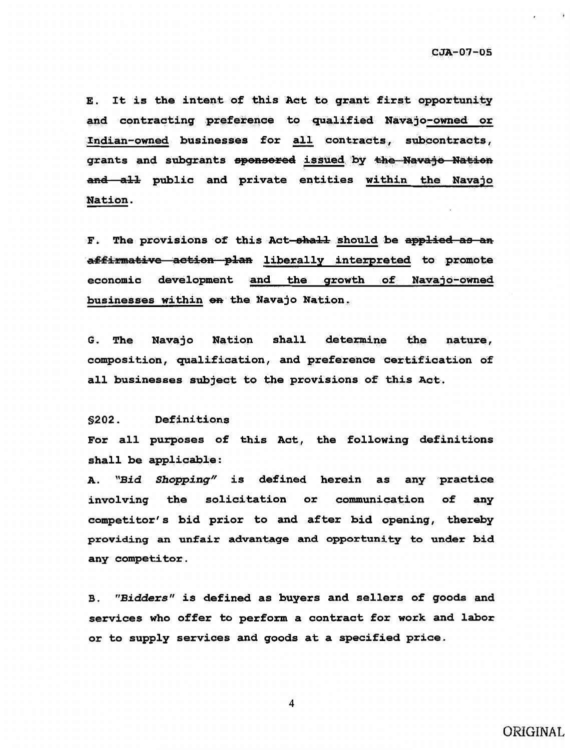E. It is the intent of this Act to grant first opportunity and contracting preference to qualified Navajo-owned or Indian-owned businesses for all contracts, subcontracts, grants and subgrants ~~sponsored~~ issued by ~~the Navajo Nation and all~~ public and private entities within the Navajo Nation.

F. The provisions of this Act ~~shall~~ should be ~~applied as an affirmative action plan~~ liberally interpreted to promote economic development and the growth of Navajo-owned businesses within ~~on~~ the Navajo Nation.

G. The Navajo Nation shall determine the nature, composition, qualification, and preference certification of all businesses subject to the provisions of this Act.

§202. Definitions

For all purposes of this Act, the following definitions shall be applicable:

A. *"Bid Shopping"* is defined herein as any practice involving the solicitation or communication of any competitor's bid prior to and after bid opening, thereby providing an unfair advantage and opportunity to under bid any competitor.

B. *"Bidders"* is defined as buyers and sellers of goods and services who offer to perform a contract for work and labor or to supply services and goods at a specified price.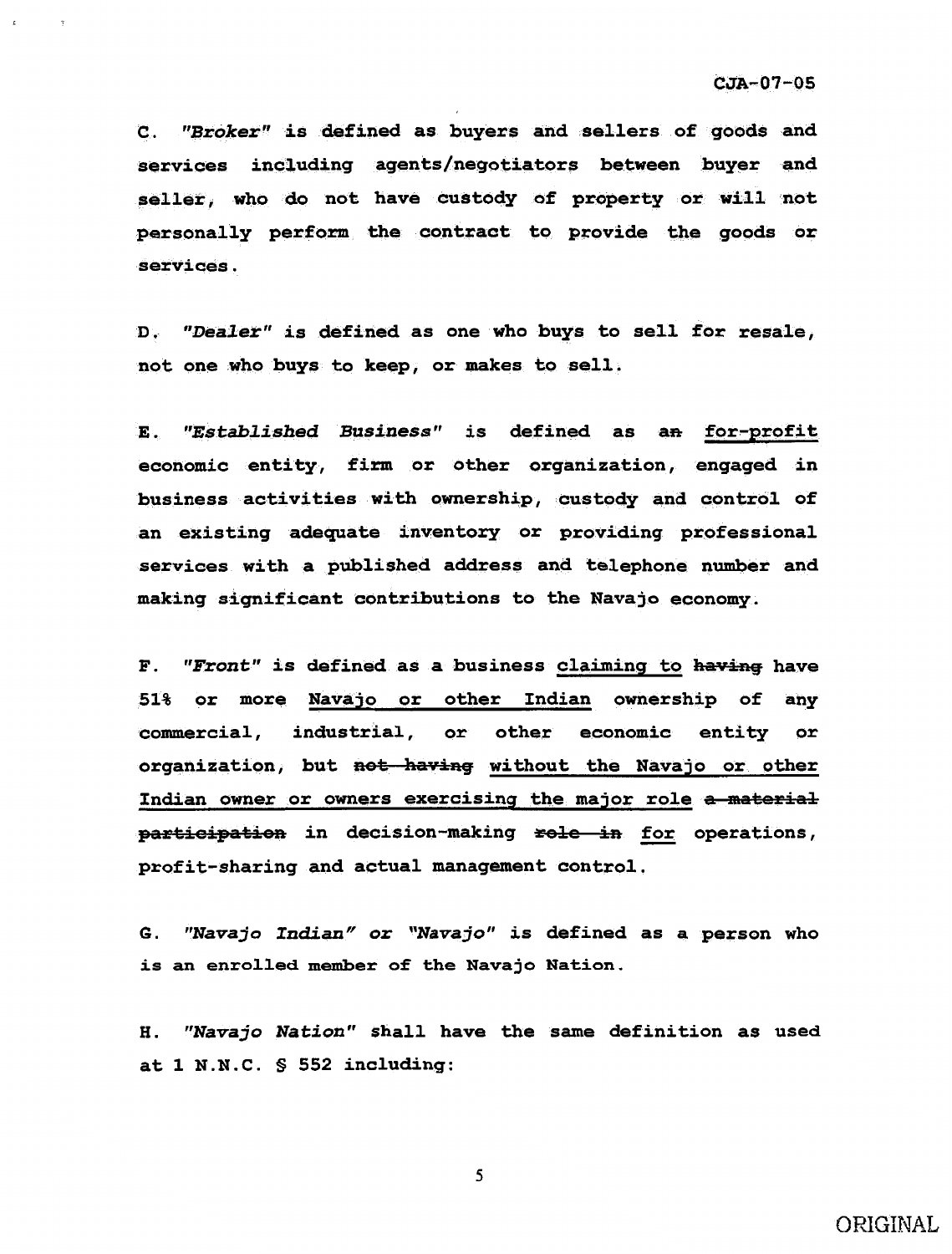C. *"Broker"* is defined as buyers and sellers of goods and services including agents/negotiators between buyer and seller, who do not have custody of property or will not personally perform the contract to provide the goods or services.

D. *"Dealer"* is defined as one who buys to sell for resale, not one who buys to keep, or makes to sell.

E. *"Established Business"* is defined as ~~an~~ <u>for-profit</u> economic entity, firm or other organization, engaged in business activities with ownership, custody and control of an existing adequate inventory or providing professional services with a published address and telephone number and making significant contributions to the Navajo economy.

F. *"Front"* is defined as a business <u>claiming to</u> ~~having~~ have 51% or more <u>Navajo or other Indian</u> ownership of any commercial, industrial, or other economic entity or organization, but ~~not having~~ <u>without the Navajo or other Indian owner or owners exercising the major role</u> ~~a material participation~~ in decision-making ~~role in~~ <u>for</u> operations, profit-sharing and actual management control.

G. *"Navajo Indian" or "Navajo"* is defined as a person who is an enrolled member of the Navajo Nation.

H. *"Navajo Nation"* shall have the same definition as used at 1 N.N.C. § 552 including: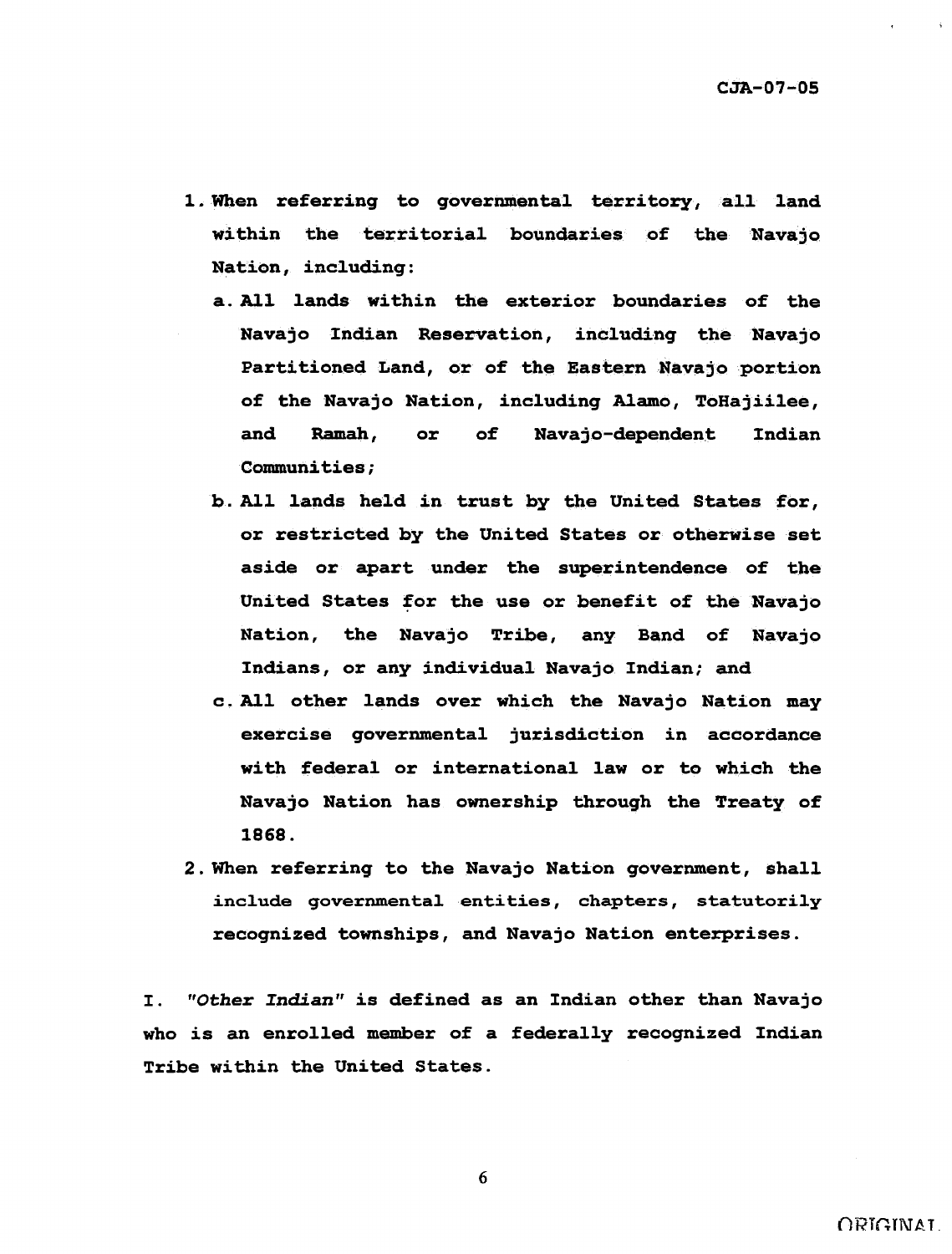1. **When referring to governmental territory, all land within the territorial boundaries of the Navajo Nation, including:**
   a. **All lands within the exterior boundaries of the Navajo Indian Reservation, including the Navajo Partitioned Land, or of the Eastern Navajo portion of the Navajo Nation, including Alamo, ToHajiilee, and Ramah, or of Navajo-dependent Indian Communities;**
   b. **All lands held in trust by the United States for, or restricted by the United States or otherwise set aside or apart under the superintendence of the United States for the use or benefit of the Navajo Nation, the Navajo Tribe, any Band of Navajo Indians, or any individual Navajo Indian; and**
   c. **All other lands over which the Navajo Nation may exercise governmental jurisdiction in accordance with federal or international law or to which the Navajo Nation has ownership through the Treaty of 1868.**
2. **When referring to the Navajo Nation government, shall include governmental entities, chapters, statutorily recognized townships, and Navajo Nation enterprises.**

**I. *"Other Indian"* is defined as an Indian other than Navajo who is an enrolled member of a federally recognized Indian Tribe within the United States.**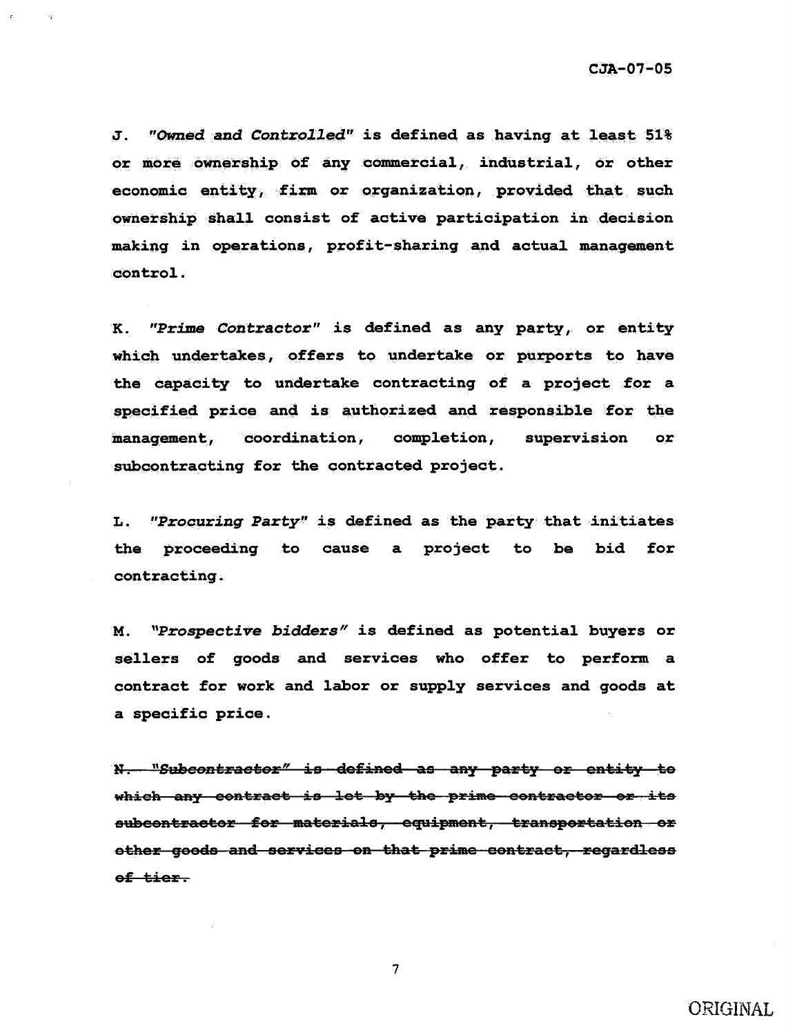J. *"Owned and Controlled"* is defined as having at least 51% or more ownership of any commercial, industrial, or other economic entity, firm or organization, provided that such ownership shall consist of active participation in decision making in operations, profit-sharing and actual management control.

K. *"Prime Contractor"* is defined as any party, or entity which undertakes, offers to undertake or purports to have the capacity to undertake contracting of a project for a specified price and is authorized and responsible for the management, coordination, completion, supervision or subcontracting for the contracted project.

L. *"Procuring Party"* is defined as the party that initiates the proceeding to cause a project to be bid for contracting.

M. *"Prospective bidders"* is defined as potential buyers or sellers of goods and services who offer to perform a contract for work and labor or supply services and goods at a specific price.

~~N. *"Subcontractor"* is defined as any party or entity to which any contract is let by the prime contractor or its subcontractor for materials, equipment, transportation or other goods and services on that prime contract, regardless of tier.~~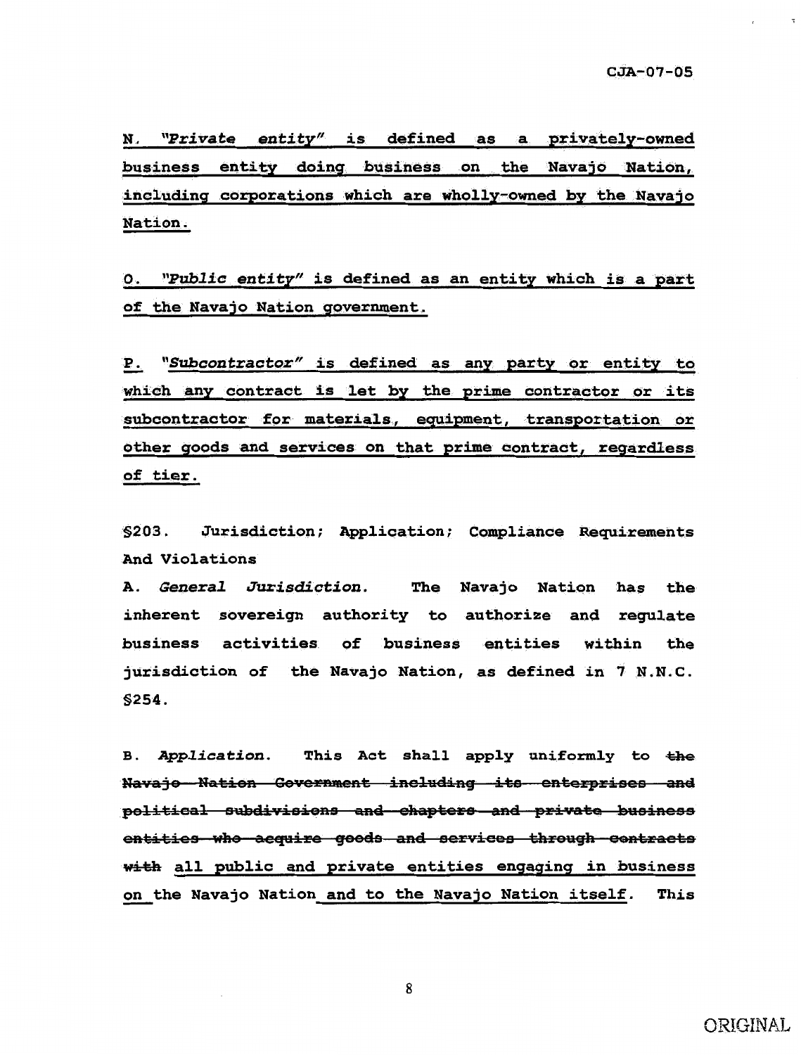N. *"Private entity"* is defined as a privately-owned business entity doing business on the Navajo Nation, including corporations which are wholly-owned by the Navajo Nation.

O. *"Public entity"* is defined as an entity which is a part of the Navajo Nation government.

P. *"Subcontractor"* is defined as any party or entity to which any contract is let by the prime contractor or its subcontractor for materials, equipment, transportation or other goods and services on that prime contract, regardless of tier.

**§203. Jurisdiction; Application; Compliance Requirements And Violations**

**A.** ***General Jurisdiction.*** **The Navajo Nation has the inherent sovereign authority to authorize and regulate business activities of business entities within the jurisdiction of the Navajo Nation, as defined in 7 N.N.C. §254.**

**B.** ***Application.*** **This Act shall apply uniformly to ~~the Navajo Nation Government including its enterprises and political subdivisions and chapters and private business entities who acquire goods and services through contracts with~~ all public and private entities engaging in business on the Navajo Nation and to the Navajo Nation itself. This**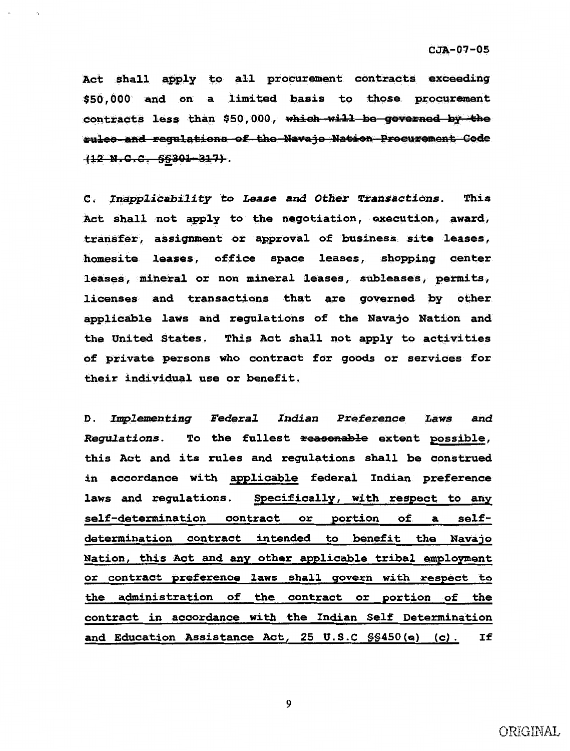Act shall apply to all procurement contracts exceeding $50,000 and on a limited basis to those procurement contracts less than $50,000, ~~which will be governed by the rules and regulations of the Navajo Nation Procurement Code (12 N.C.C. §§301-317)~~.

C. *Inapplicability to Lease and Other Transactions.* This Act shall not apply to the negotiation, execution, award, transfer, assignment or approval of business site leases, homesite leases, office space leases, shopping center leases, mineral or non mineral leases, subleases, permits, licenses and transactions that are governed by other applicable laws and regulations of the Navajo Nation and the United States. This Act shall not apply to activities of private persons who contract for goods or services for their individual use or benefit.

D. *Implementing Federal Indian Preference Laws and Regulations.* To the fullest ~~reasonable~~ extent <u>possible</u>, this Act and its rules and regulations shall be construed in accordance with <u>applicable</u> federal Indian preference laws and regulations. <u>Specifically, with respect to any self-determination contract or portion of a self-determination contract intended to benefit the Navajo Nation, this Act and any other applicable tribal employment or contract preference laws shall govern with respect to the administration of the contract or portion of the contract in accordance with the Indian Self Determination and Education Assistance Act, 25 U.S.C §§450(e) (c).</u> If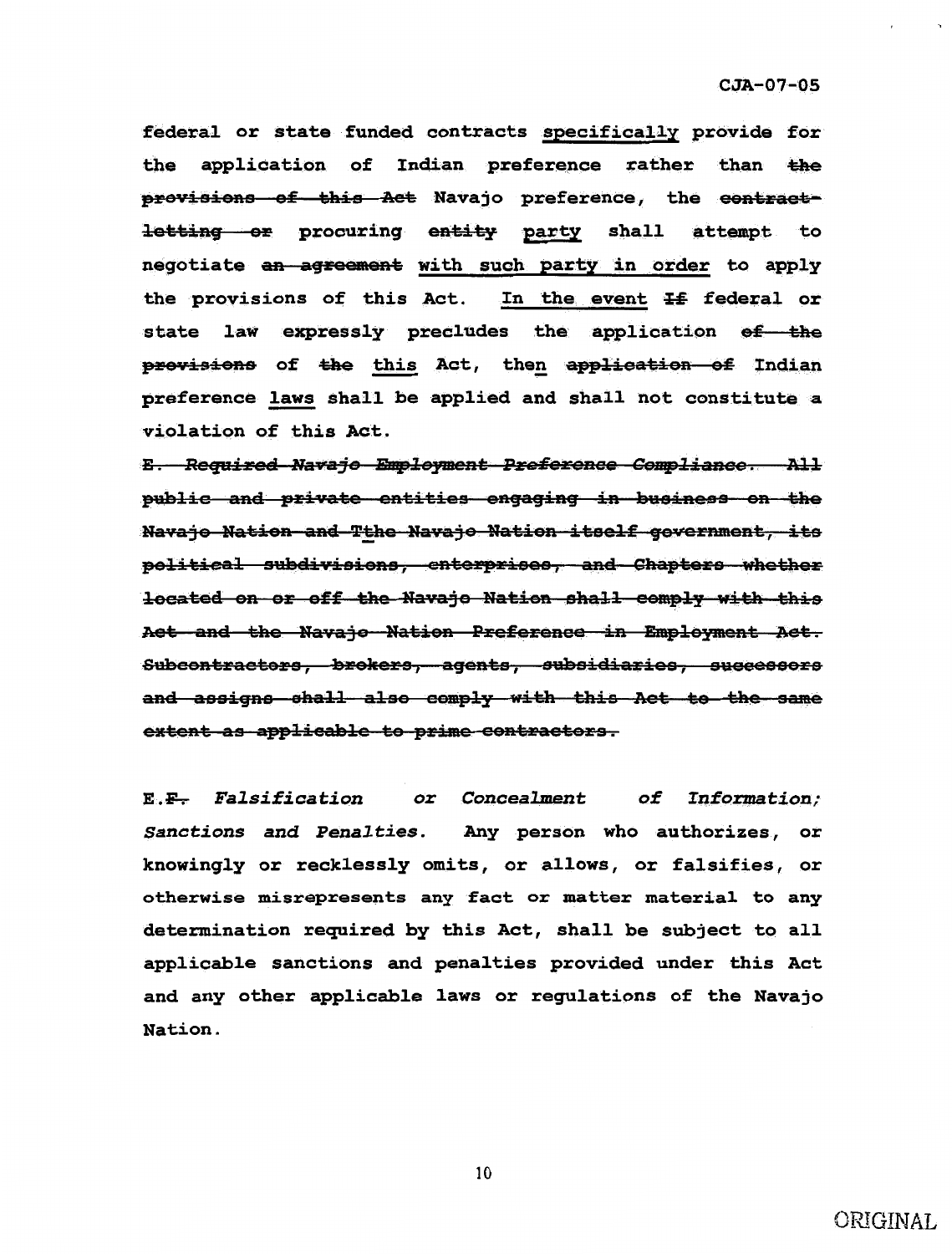federal or state funded contracts <u>specifically</u> provide for the application of Indian preference rather than ~~the provisions of this Act~~ Navajo preference, the ~~contract-letting or~~ procuring ~~entity~~ <u>party</u> shall attempt to negotiate ~~an agreement~~ <u>with such party in order</u> to apply the provisions of this Act. <u>In the event</u> ~~If~~ federal or state law expressly precludes the application ~~of the provisions~~ of ~~the~~ <u>this</u> Act, the<u>n</u> ~~application of~~ Indian preference <u>laws</u> shall be applied and shall not constitute a violation of this Act.

~~E. *Required Navajo Employment Preference Compliance.* All public and private entities engaging in business on the Navajo Nation and Tthe Navajo Nation itself government, its political subdivisions, enterprises, and Chapters whether located on or off the Navajo Nation shall comply with this Act and the Navajo Nation Preference in Employment Act. Subcontractors, brokers, agents, subsidiaries, successors and assigns shall also comply with this Act to the same extent as applicable to prime contractors.~~

E.~~F.~~ *Falsification or Concealment of Information; Sanctions and Penalties.* Any person who authorizes, or knowingly or recklessly omits, or allows, or falsifies, or otherwise misrepresents any fact or matter material to any determination required by this Act, shall be subject to all applicable sanctions and penalties provided under this Act and any other applicable laws or regulations of the Navajo Nation.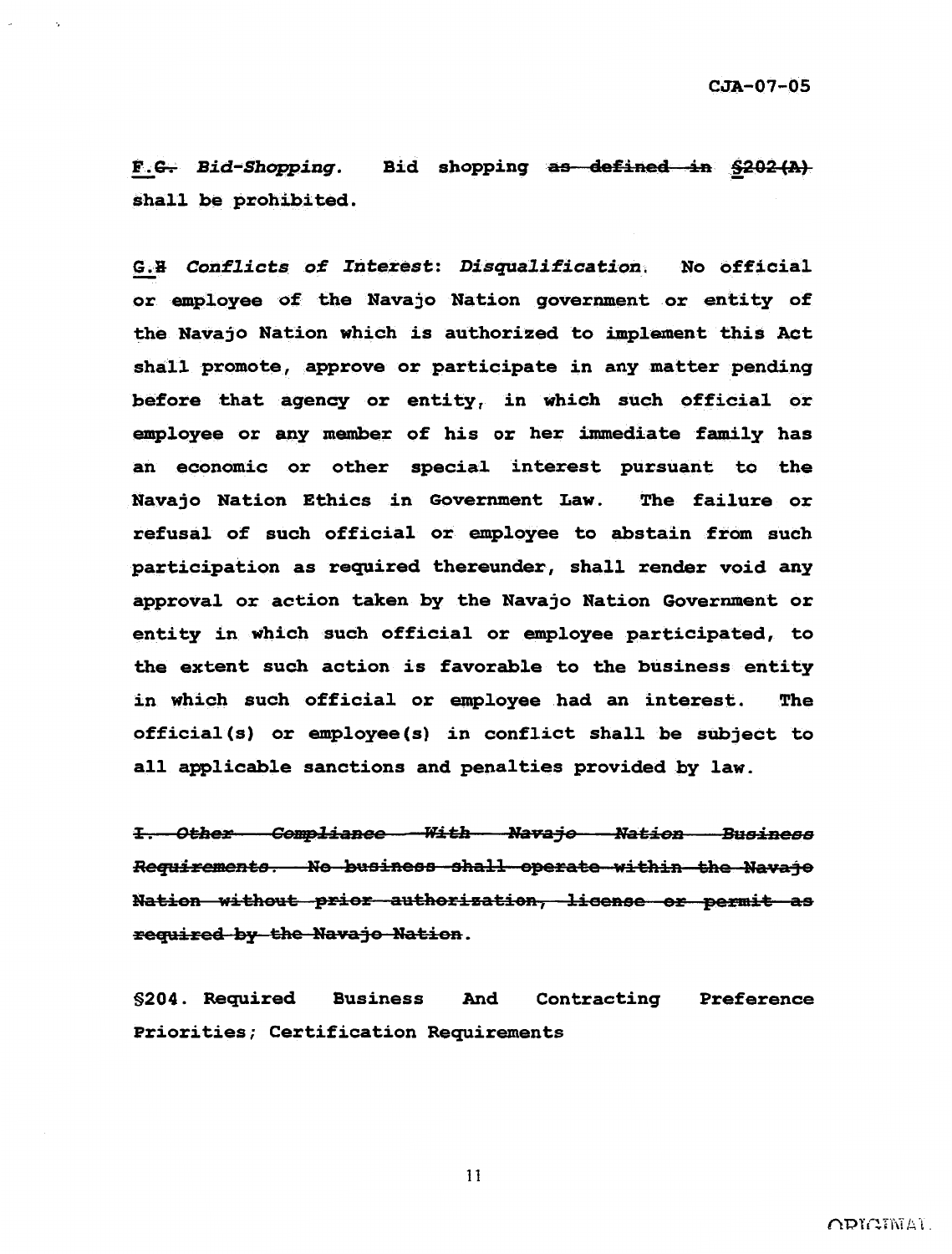F.~~G.~~ *Bid-Shopping.* Bid shopping ~~as defined in §202(A)~~ shall be prohibited.

G.~~H~~ *Conflicts of Interest: Disqualification.* No official or employee of the Navajo Nation government or entity of the Navajo Nation which is authorized to implement this Act shall promote, approve or participate in any matter pending before that agency or entity, in which such official or employee or any member of his or her immediate family has an economic or other special interest pursuant to the Navajo Nation Ethics in Government Law. The failure or refusal of such official or employee to abstain from such participation as required thereunder, shall render void any approval or action taken by the Navajo Nation Government or entity in which such official or employee participated, to the extent such action is favorable to the business entity in which such official or employee had an interest. The official(s) or employee(s) in conflict shall be subject to all applicable sanctions and penalties provided by law.

~~I. *Other Compliance With Navajo Nation Business Requirements.* No business shall operate within the Navajo Nation without prior authorization, license or permit as required by the Navajo Nation.~~

§204. Required Business And Contracting Preference Priorities; Certification Requirements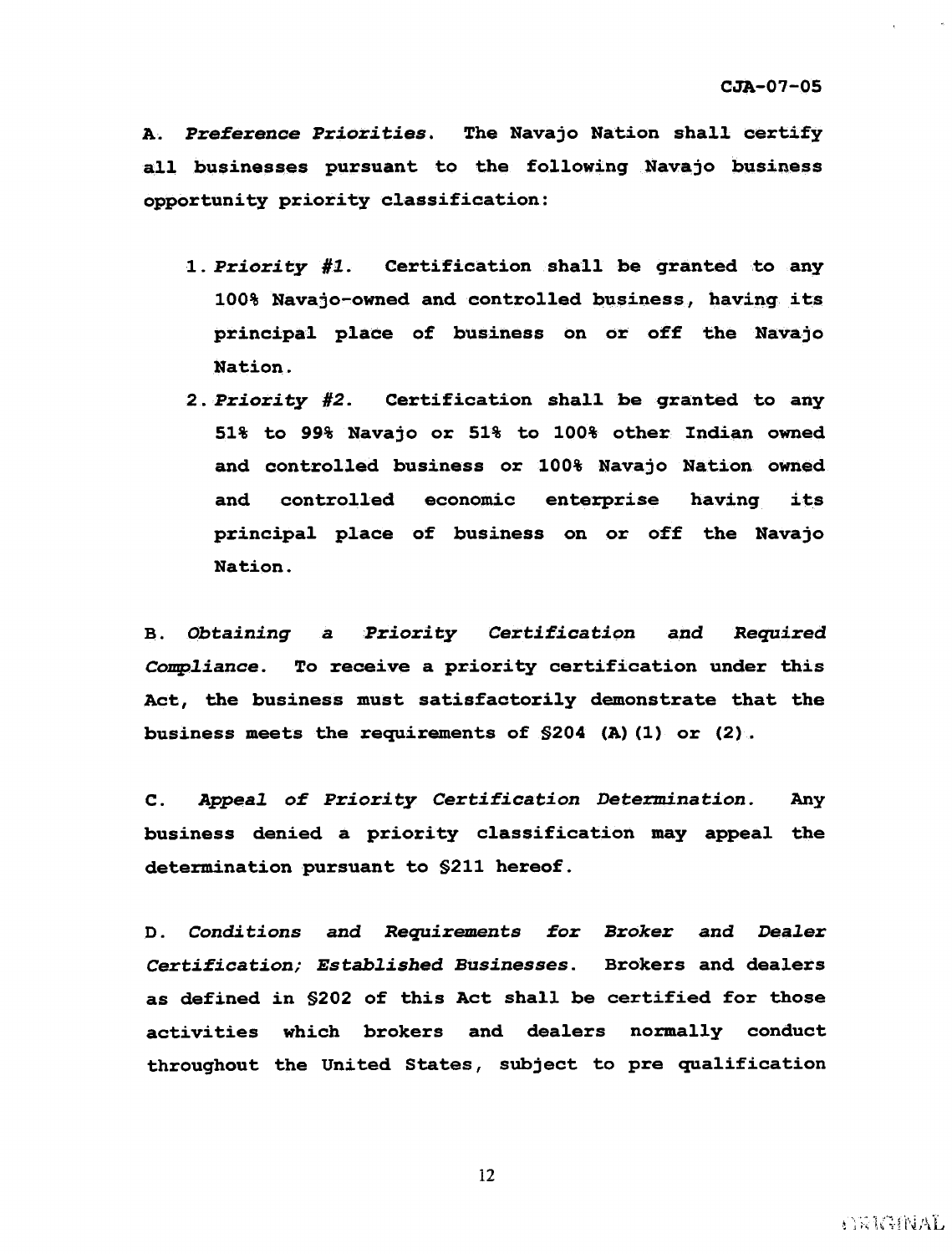A. *Preference Priorities*. The Navajo Nation shall certify all businesses pursuant to the following Navajo business opportunity priority classification:

1. *Priority #1.* Certification shall be granted to any 100% Navajo-owned and controlled business, having its principal place of business on or off the Navajo Nation.
2. *Priority #2.* Certification shall be granted to any 51% to 99% Navajo or 51% to 100% other Indian owned and controlled business or 100% Navajo Nation owned and controlled economic enterprise having its principal place of business on or off the Navajo Nation.

B. *Obtaining a Priority Certification and Required Compliance*. To receive a priority certification under this Act, the business must satisfactorily demonstrate that the business meets the requirements of §204 (A)(1) or (2).

C. *Appeal of Priority Certification Determination.* Any business denied a priority classification may appeal the determination pursuant to §211 hereof.

D. *Conditions and Requirements for Broker and Dealer Certification; Established Businesses*. Brokers and dealers as defined in §202 of this Act shall be certified for those activities which brokers and dealers normally conduct throughout the United States, subject to pre qualification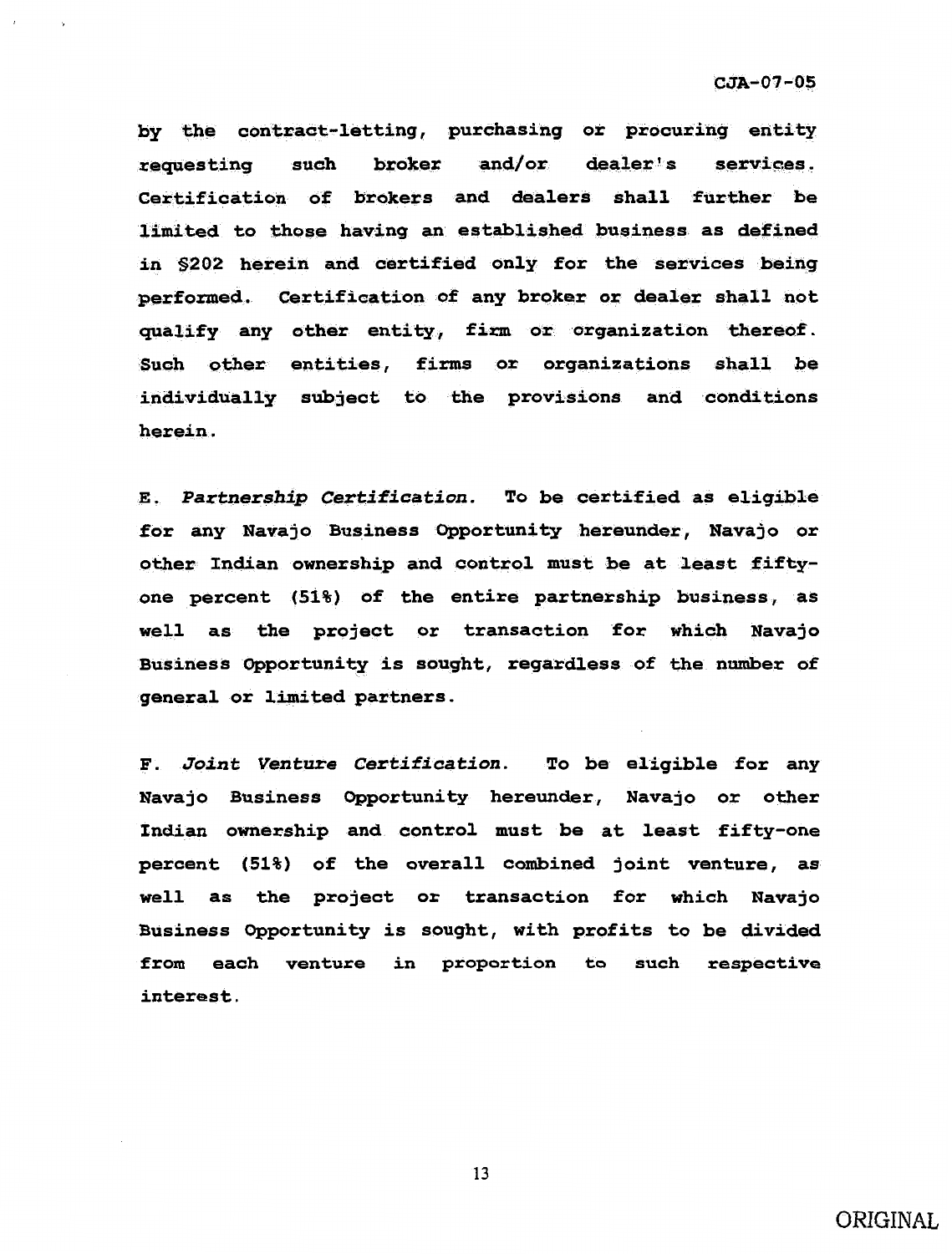by the contract-letting, purchasing or procuring entity requesting such broker and/or dealer's services. Certification of brokers and dealers shall further be limited to those having an established business as defined in §202 herein and certified only for the services being performed. Certification of any broker or dealer shall not qualify any other entity, firm or organization thereof. Such other entities, firms or organizations shall be individually subject to the provisions and conditions herein.

E. *Partnership Certification.* To be certified as eligible for any Navajo Business Opportunity hereunder, Navajo or other Indian ownership and control must be at least fifty-one percent (51%) of the entire partnership business, as well as the project or transaction for which Navajo Business Opportunity is sought, regardless of the number of general or limited partners.

F. *Joint Venture Certification.* To be eligible for any Navajo Business Opportunity hereunder, Navajo or other Indian ownership and control must be at least fifty-one percent (51%) of the overall combined joint venture, as well as the project or transaction for which Navajo Business Opportunity is sought, with profits to be divided from each venture in proportion to such respective interest.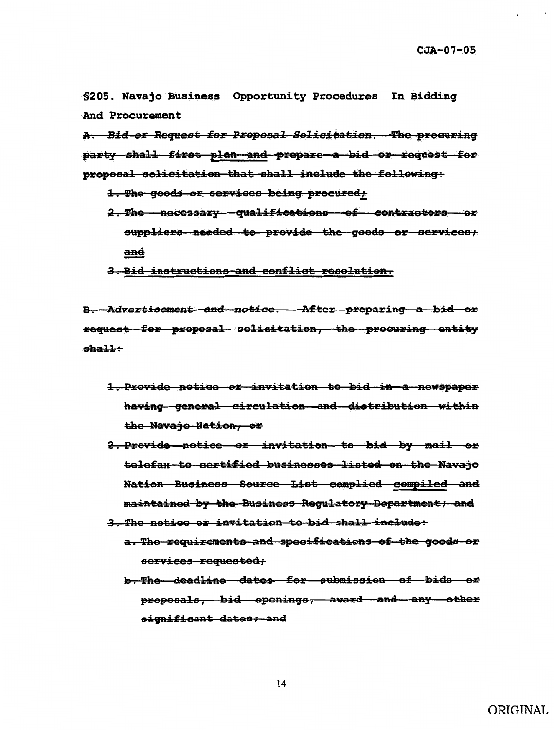**§205. Navajo Business Opportunity Procedures In Bidding And Procurement**

~~A. *Bid or Request for Proposal Solicitation.* The procuring party shall first plan and prepare a bid or request for proposal solicitation that shall include the following:~~

~~1. The goods or services being procured;~~

~~2. The necessary qualifications of contractors or suppliers needed to provide the goods or services; and~~

~~3. Bid instructions and conflict resolution.~~

~~B. *Advertisement and notice.* After preparing a bid or request for proposal solicitation, the procuring entity shall:~~

~~1. Provide notice or invitation to bid in a newspaper having general circulation and distribution within the Navajo Nation, or~~

~~2. Provide notice or invitation to bid by mail or telefax to certified businesses listed on the Navajo Nation Business Source List complied compiled and maintained by the Business Regulatory Department; and~~

~~3. The notice or invitation to bid shall include:~~

~~a. The requirements and specifications of the goods or services requested;~~

~~b. The deadline dates for submission of bids or proposals, bid openings, award and any other significant dates; and~~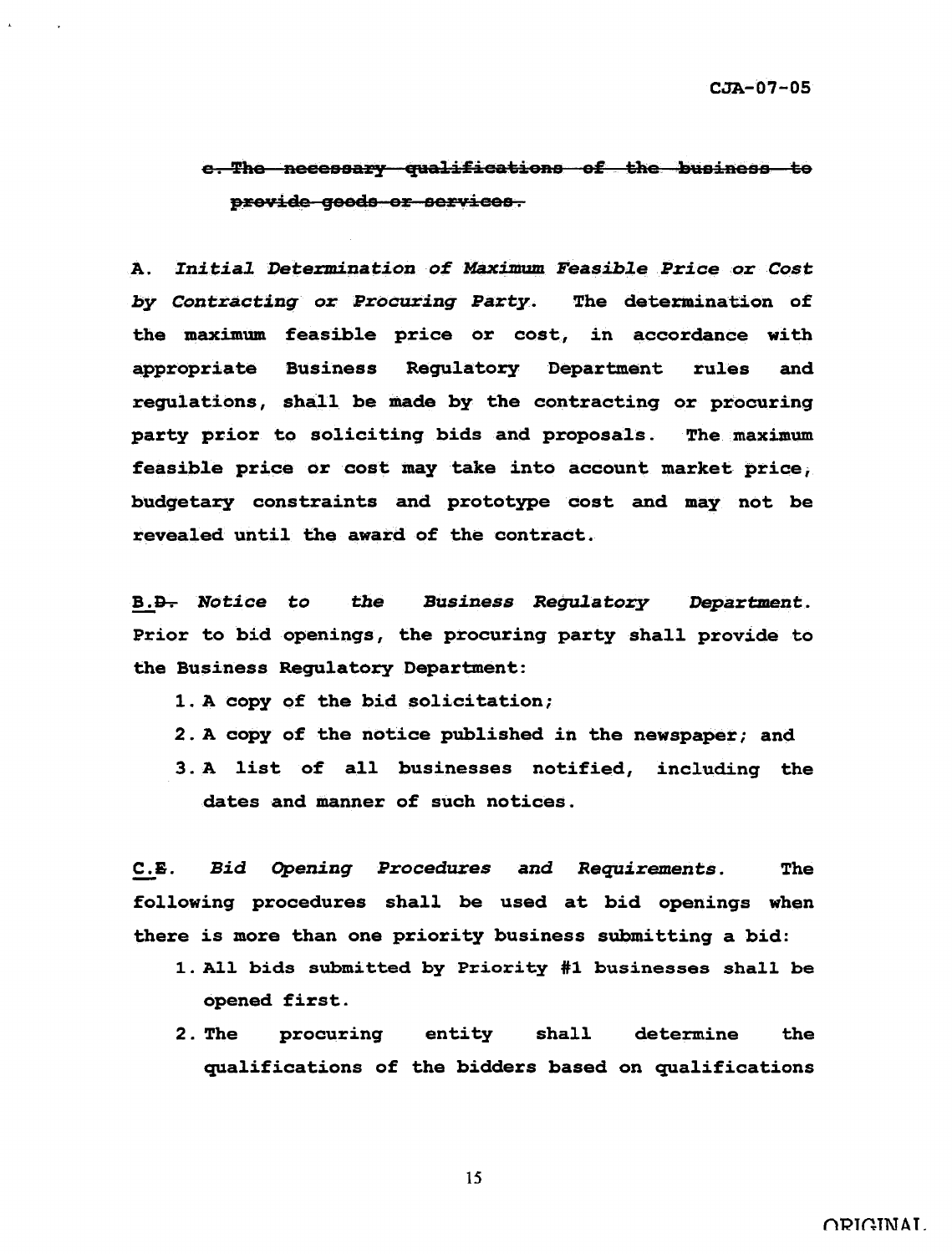~~c. The necessary qualifications of the business to provide goods or services.~~

A. *Initial Determination of Maximum Feasible Price or Cost by Contracting or Procuring Party.* The determination of the maximum feasible price or cost, in accordance with appropriate Business Regulatory Department rules and regulations, shall be made by the contracting or procuring party prior to soliciting bids and proposals. The maximum feasible price or cost may take into account market price, budgetary constraints and prototype cost and may not be revealed until the award of the contract.

<u>B.</u>~~D.~~ *Notice to the Business Regulatory Department.* Prior to bid openings, the procuring party shall provide to the Business Regulatory Department:

1. A copy of the bid solicitation;
2. A copy of the notice published in the newspaper; and
3. A list of all businesses notified, including the dates and manner of such notices.

<u>C.</u>~~E.~~ *Bid Opening Procedures and Requirements.* The following procedures shall be used at bid openings when there is more than one priority business submitting a bid:

1. All bids submitted by Priority #1 businesses shall be opened first.
2. The procuring entity shall determine the qualifications of the bidders based on qualifications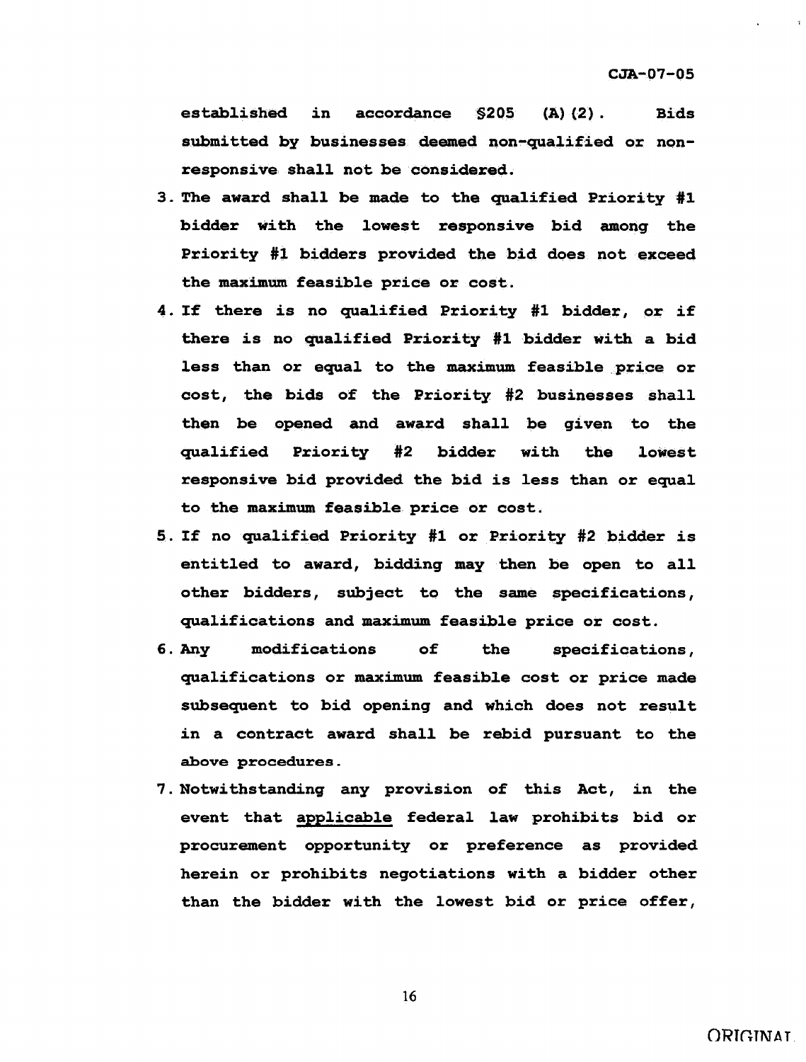established in accordance §205 (A)(2). Bids submitted by businesses deemed non-qualified or non-responsive shall not be considered.

3. The award shall be made to the qualified Priority #1 bidder with the lowest responsive bid among the Priority #1 bidders provided the bid does not exceed the maximum feasible price or cost.
4. If there is no qualified Priority #1 bidder, or if there is no qualified Priority #1 bidder with a bid less than or equal to the maximum feasible price or cost, the bids of the Priority #2 businesses shall then be opened and award shall be given to the qualified Priority #2 bidder with the lowest responsive bid provided the bid is less than or equal to the maximum feasible price or cost.
5. If no qualified Priority #1 or Priority #2 bidder is entitled to award, bidding may then be open to all other bidders, subject to the same specifications, qualifications and maximum feasible price or cost.
6. Any modifications of the specifications, qualifications or maximum feasible cost or price made subsequent to bid opening and which does not result in a contract award shall be rebid pursuant to the above procedures.
7. Notwithstanding any provision of this Act, in the event that applicable federal law prohibits bid or procurement opportunity or preference as provided herein or prohibits negotiations with a bidder other than the bidder with the lowest bid or price offer,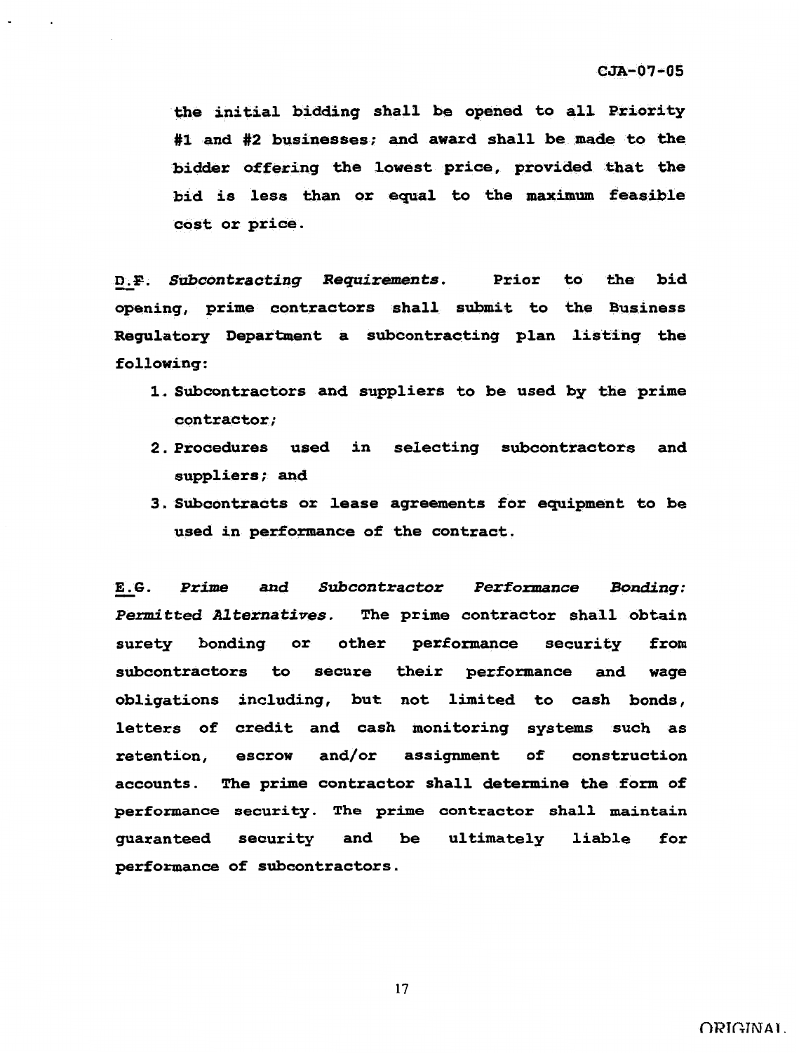the initial bidding shall be opened to all Priority #1 and #2 businesses; and award shall be made to the bidder offering the lowest price, provided that the bid is less than or equal to the maximum feasible cost or price.

D.F. *Subcontracting Requirements.* Prior to the bid opening, prime contractors shall submit to the Business Regulatory Department a subcontracting plan listing the following:

1. Subcontractors and suppliers to be used by the prime contractor;
2. Procedures used in selecting subcontractors and suppliers; and
3. Subcontracts or lease agreements for equipment to be used in performance of the contract.

E.G. *Prime and Subcontractor Performance Bonding: Permitted Alternatives.* The prime contractor shall obtain surety bonding or other performance security from subcontractors to secure their performance and wage obligations including, but not limited to cash bonds, letters of credit and cash monitoring systems such as retention, escrow and/or assignment of construction accounts. The prime contractor shall determine the form of performance security. The prime contractor shall maintain guaranteed security and be ultimately liable for performance of subcontractors.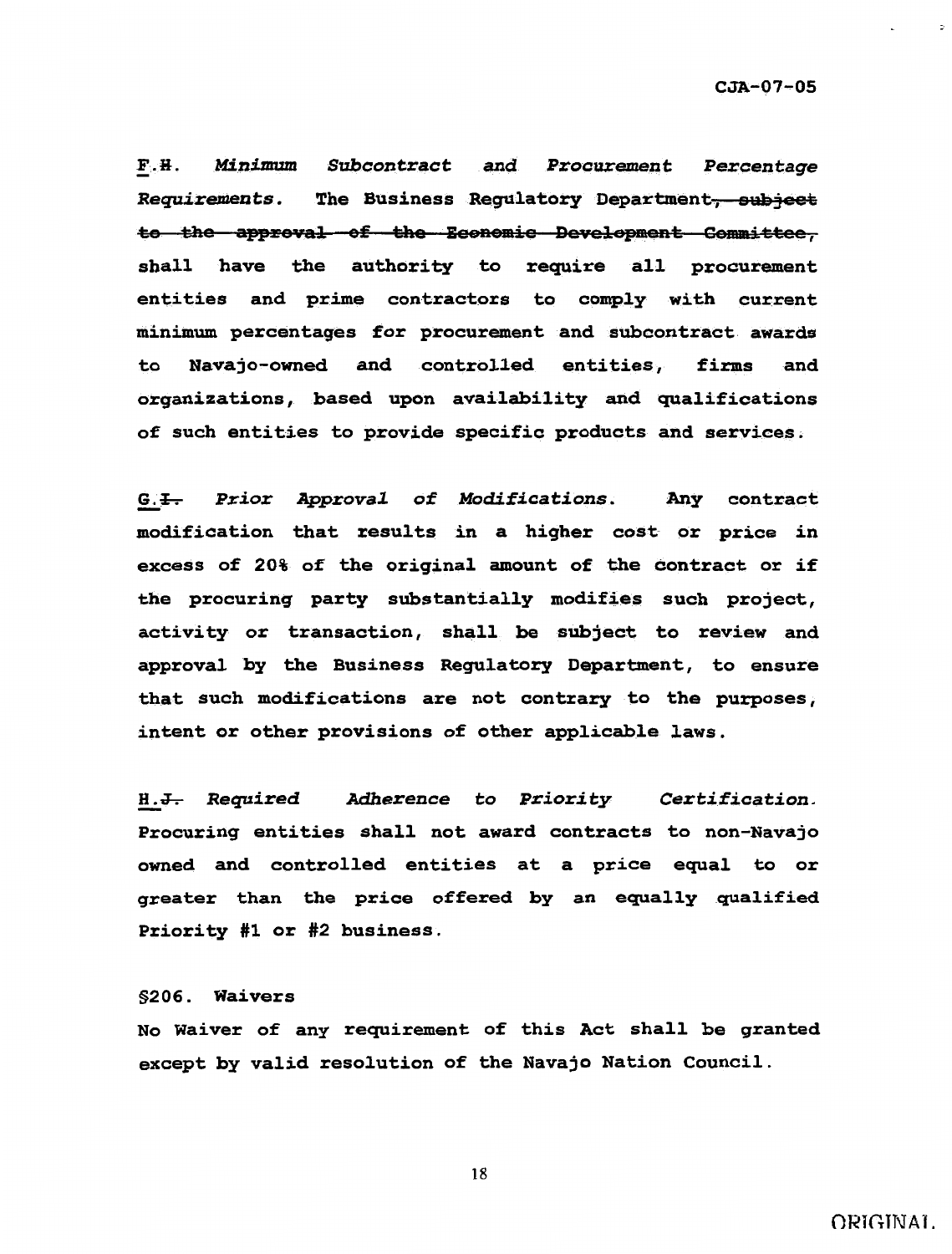F.~~H~~. *Minimum Subcontract and Procurement Percentage Requirements.* The Business Regulatory Department~~, subject to the approval of the Economic Development Committee,~~ shall have the authority to require all procurement entities and prime contractors to comply with current minimum percentages for procurement and subcontract awards to Navajo-owned and controlled entities, firms and organizations, based upon availability and qualifications of such entities to provide specific products and services.

G.~~I.~~ *Prior Approval of Modifications.* Any contract modification that results in a higher cost or price in excess of 20% of the original amount of the contract or if the procuring party substantially modifies such project, activity or transaction, shall be subject to review and approval by the Business Regulatory Department, to ensure that such modifications are not contrary to the purposes, intent or other provisions of other applicable laws.

H.~~J.~~ *Required Adherence to Priority Certification.* Procuring entities shall not award contracts to non-Navajo owned and controlled entities at a price equal to or greater than the price offered by an equally qualified Priority #1 or #2 business.

§206. Waivers

No Waiver of any requirement of this Act shall be granted except by valid resolution of the Navajo Nation Council.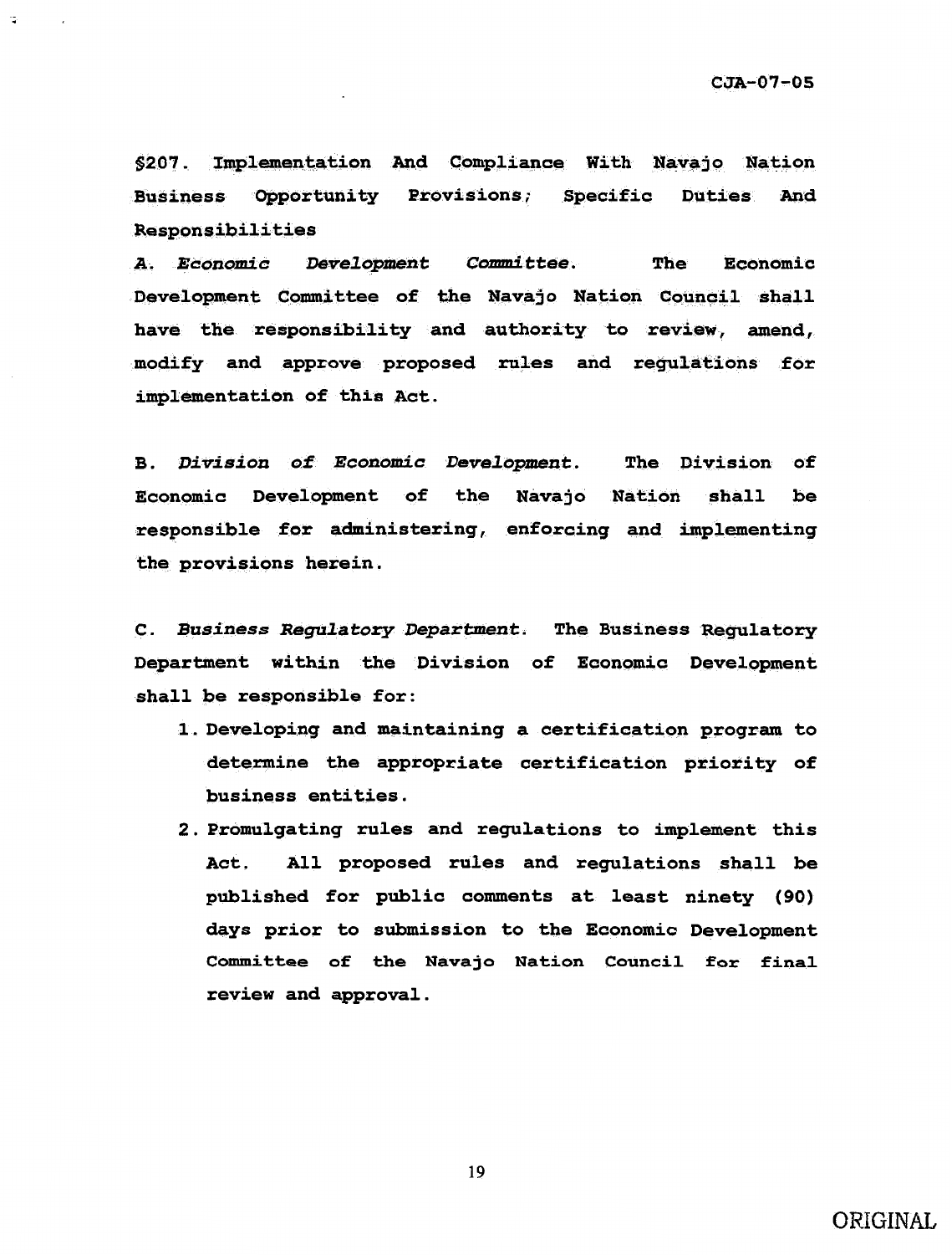**§207. Implementation And Compliance With Navajo Nation Business Opportunity Provisions; Specific Duties And Responsibilities**

**A.** ***Economic Development Committee.*** **The Economic Development Committee of the Navajo Nation Council shall have the responsibility and authority to review, amend, modify and approve proposed rules and regulations for implementation of this Act.**

**B.** ***Division of Economic Development.*** **The Division of Economic Development of the Navajo Nation shall be responsible for administering, enforcing and implementing the provisions herein.**

**C.** ***Business Regulatory Department.*** **The Business Regulatory Department within the Division of Economic Development shall be responsible for:**

1. **Developing and maintaining a certification program to determine the appropriate certification priority of business entities.**
2. **Promulgating rules and regulations to implement this Act. All proposed rules and regulations shall be published for public comments at least ninety (90) days prior to submission to the Economic Development Committee of the Navajo Nation Council for final review and approval.**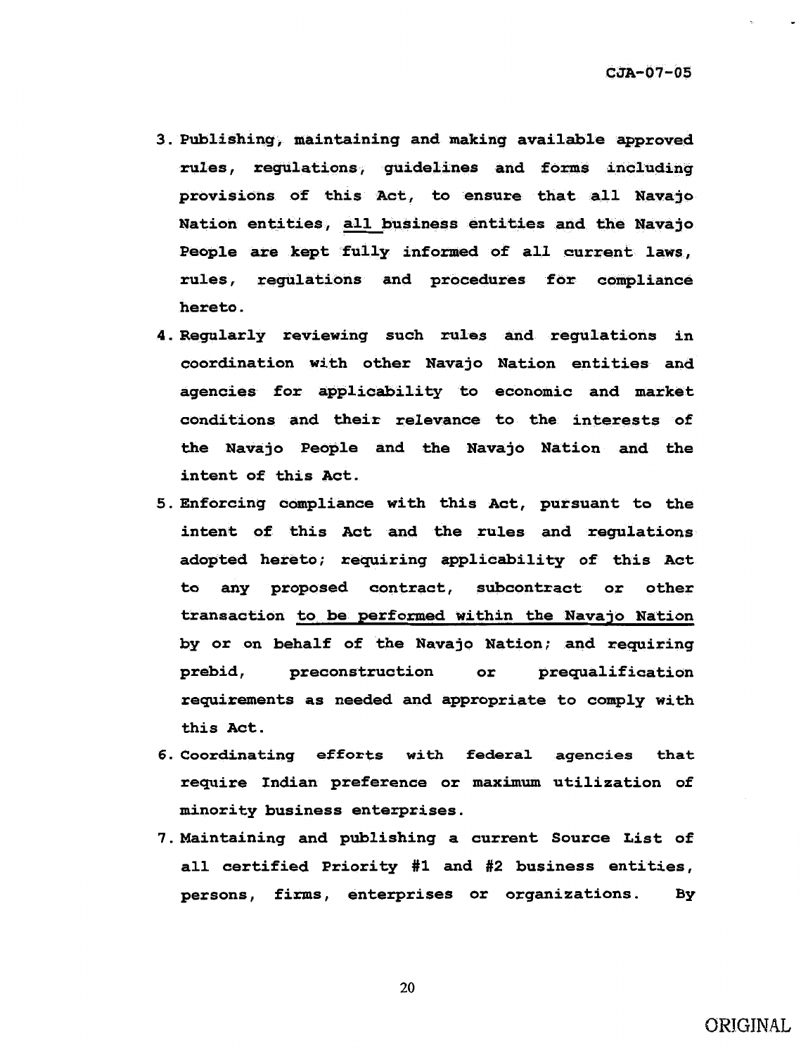3. Publishing, maintaining and making available approved rules, regulations, guidelines and forms including provisions of this Act, to ensure that all Navajo Nation entities, <u>all</u> business entities and the Navajo People are kept fully informed of all current laws, rules, regulations and procedures for compliance hereto.
4. Regularly reviewing such rules and regulations in coordination with other Navajo Nation entities and agencies for applicability to economic and market conditions and their relevance to the interests of the Navajo People and the Navajo Nation and the intent of this Act.
5. Enforcing compliance with this Act, pursuant to the intent of this Act and the rules and regulations adopted hereto; requiring applicability of this Act to any proposed contract, subcontract or other transaction <u>to be performed within the Navajo Nation</u> by or on behalf of the Navajo Nation; and requiring prebid, preconstruction or prequalification requirements as needed and appropriate to comply with this Act.
6. Coordinating efforts with federal agencies that require Indian preference or maximum utilization of minority business enterprises.
7. Maintaining and publishing a current Source List of all certified Priority #1 and #2 business entities, persons, firms, enterprises or organizations. By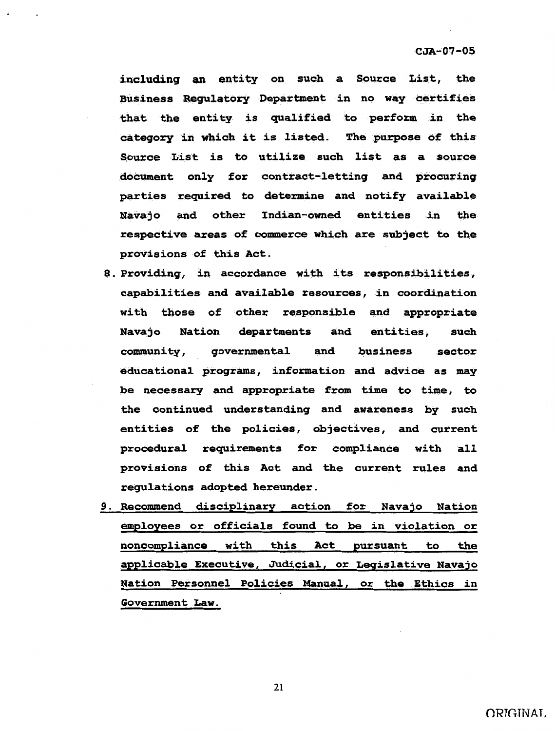including an entity on such a Source List, the Business Regulatory Department in no way certifies that the entity is qualified to perform in the category in which it is listed. The purpose of this Source List is to utilize such list as a source document only for contract-letting and procuring parties required to determine and notify available Navajo and other Indian-owned entities in the respective areas of commerce which are subject to the provisions of this Act.

8. Providing, in accordance with its responsibilities, capabilities and available resources, in coordination with those of other responsible and appropriate Navajo Nation departments and entities, such community, governmental and business sector educational programs, information and advice as may be necessary and appropriate from time to time, to the continued understanding and awareness by such entities of the policies, objectives, and current procedural requirements for compliance with all provisions of this Act and the current rules and regulations adopted hereunder.

9. <u>Recommend disciplinary action for Navajo Nation employees or officials found to be in violation or noncompliance with this Act pursuant to the applicable Executive, Judicial, or Legislative Navajo Nation Personnel Policies Manual, or the Ethics in Government Law.</u>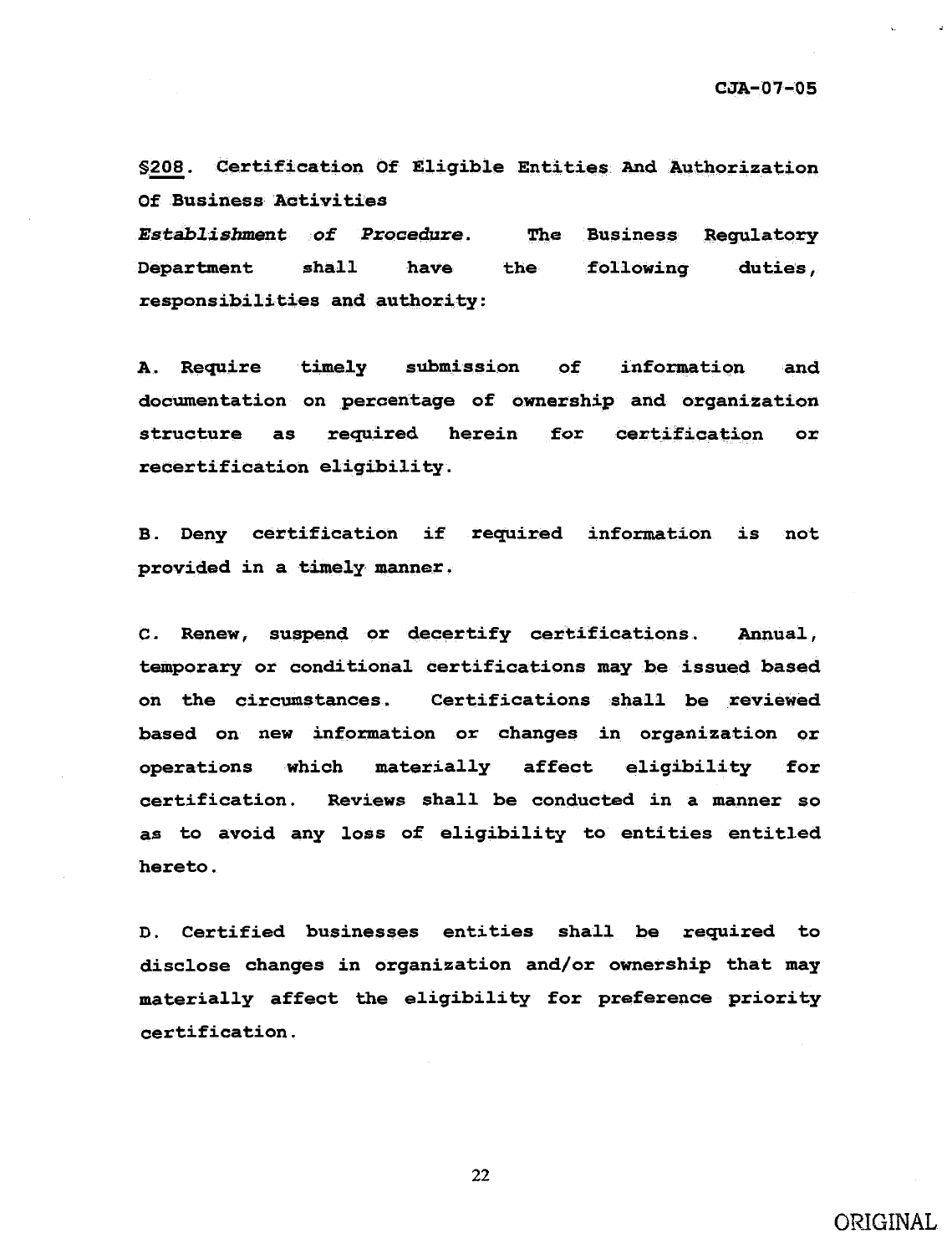**§208. Certification Of Eligible Entities And Authorization Of Business Activities**

***Establishment of Procedure.*** **The Business Regulatory Department shall have the following duties, responsibilities and authority:**

**A. Require timely submission of information and documentation on percentage of ownership and organization structure as required herein for certification or recertification eligibility.**

**B. Deny certification if required information is not provided in a timely manner.**

**C. Renew, suspend or decertify certifications. Annual, temporary or conditional certifications may be issued based on the circumstances. Certifications shall be reviewed based on new information or changes in organization or operations which materially affect eligibility for certification. Reviews shall be conducted in a manner so as to avoid any loss of eligibility to entities entitled hereto.**

**D. Certified businesses entities shall be required to disclose changes in organization and/or ownership that may materially affect the eligibility for preference priority certification.**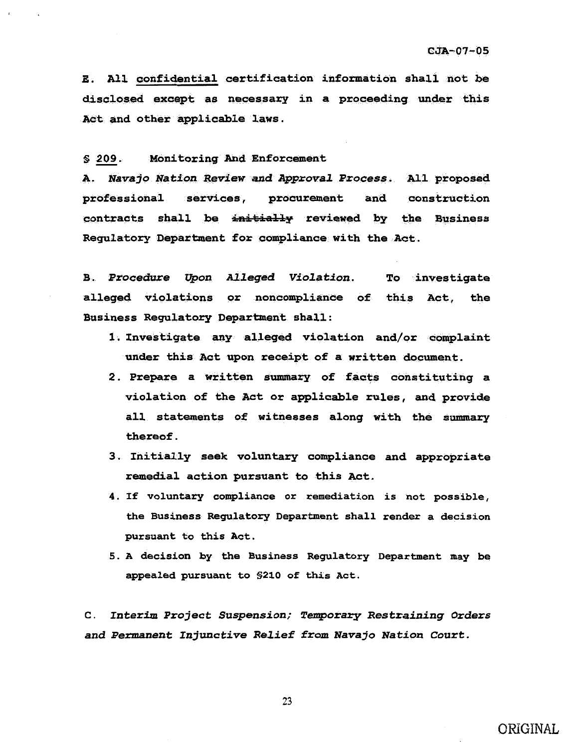E. All <u>confidential</u> certification information shall not be disclosed except as necessary in a proceeding under this Act and other applicable laws.

§ <u>209</u>. Monitoring And Enforcement

A. *Navajo Nation Review and Approval Process.* All proposed professional services, procurement and construction contracts shall be ~~initially~~ reviewed by the Business Regulatory Department for compliance with the Act.

B. *Procedure Upon Alleged Violation.* To investigate alleged violations or noncompliance of this Act, the Business Regulatory Department shall:

1. Investigate any alleged violation and/or complaint under this Act upon receipt of a written document.
2. Prepare a written summary of facts constituting a violation of the Act or applicable rules, and provide all statements of witnesses along with the summary thereof.
3. Initially seek voluntary compliance and appropriate remedial action pursuant to this Act.
4. If voluntary compliance or remediation is not possible, the Business Regulatory Department shall render a decision pursuant to this Act.
5. A decision by the Business Regulatory Department may be appealed pursuant to §210 of this Act.

C. *Interim Project Suspension; Temporary Restraining Orders and Permanent Injunctive Relief from Navajo Nation Court.*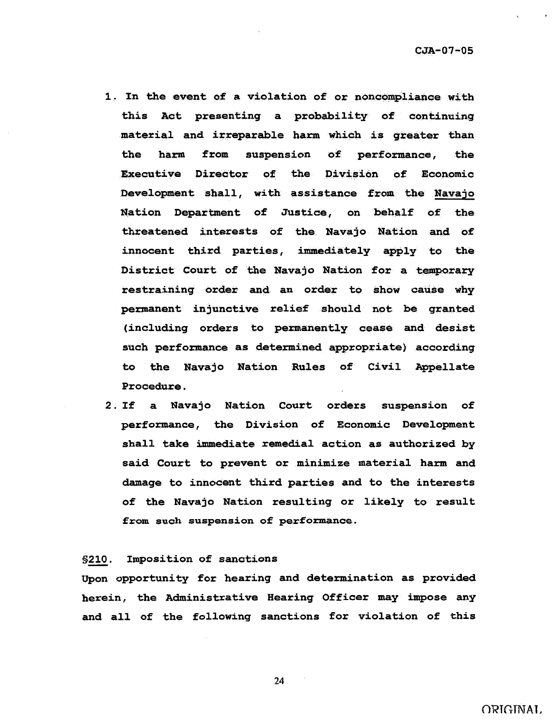1. In the event of a violation of or noncompliance with this Act presenting a probability of continuing material and irreparable harm which is greater than the harm from suspension of performance, the Executive Director of the Division of Economic Development shall, with assistance from the Navajo Nation Department of Justice, on behalf of the threatened interests of the Navajo Nation and of innocent third parties, immediately apply to the District Court of the Navajo Nation for a temporary restraining order and an order to show cause why permanent injunctive relief should not be granted (including orders to permanently cease and desist such performance as determined appropriate) according to the Navajo Nation Rules of Civil Appellate Procedure.
2. If a Navajo Nation Court orders suspension of performance, the Division of Economic Development shall take immediate remedial action as authorized by said Court to prevent or minimize material harm and damage to innocent third parties and to the interests of the Navajo Nation resulting or likely to result from such suspension of performance.

§210. Imposition of sanctions

Upon opportunity for hearing and determination as provided herein, the Administrative Hearing Officer may impose any and all of the following sanctions for violation of this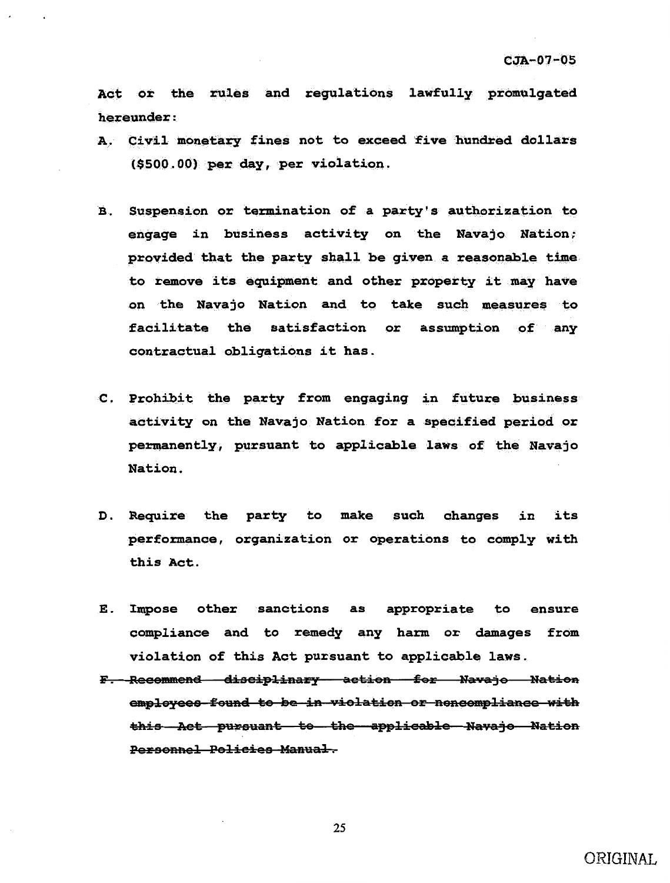Act or the rules and regulations lawfully promulgated hereunder:

A. Civil monetary fines not to exceed five hundred dollars ($500.00) per day, per violation.

B. Suspension or termination of a party's authorization to engage in business activity on the Navajo Nation; provided that the party shall be given a reasonable time to remove its equipment and other property it may have on the Navajo Nation and to take such measures to facilitate the satisfaction or assumption of any contractual obligations it has.

C. Prohibit the party from engaging in future business activity on the Navajo Nation for a specified period or permanently, pursuant to applicable laws of the Navajo Nation.

D. Require the party to make such changes in its performance, organization or operations to comply with this Act.

E. Impose other sanctions as appropriate to ensure compliance and to remedy any harm or damages from violation of this Act pursuant to applicable laws.

~~F. Recommend disciplinary action for Navajo Nation employees found to be in violation or noncompliance with this Act pursuant to the applicable Navajo Nation Personnel Policies Manual.~~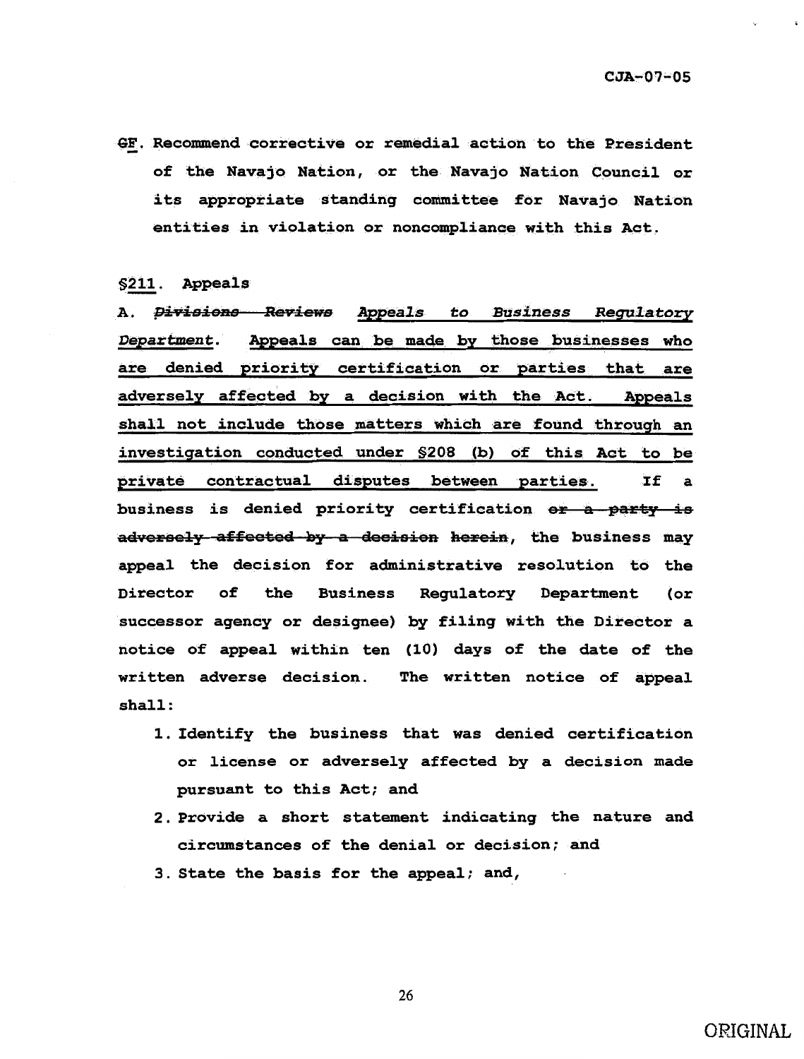~~G~~F. Recommend corrective or remedial action to the President of the Navajo Nation, or the Navajo Nation Council or its appropriate standing committee for Navajo Nation entities in violation or noncompliance with this Act.

§211. Appeals

A. ~~*Divisions Reviews*~~ *Appeals to Business Regulatory Department*. Appeals can be made by those businesses who are denied priority certification or parties that are adversely affected by a decision with the Act. Appeals shall not include those matters which are found through an investigation conducted under §208 (b) of this Act to be private contractual disputes between parties. If a business is denied priority certification ~~or a party is adversely affected by a decision~~ herein, the business may appeal the decision for administrative resolution to the Director of the Business Regulatory Department (or successor agency or designee) by filing with the Director a notice of appeal within ten (10) days of the date of the written adverse decision. The written notice of appeal shall:

1. Identify the business that was denied certification or license or adversely affected by a decision made pursuant to this Act; and
2. Provide a short statement indicating the nature and circumstances of the denial or decision; and
3. State the basis for the appeal; and,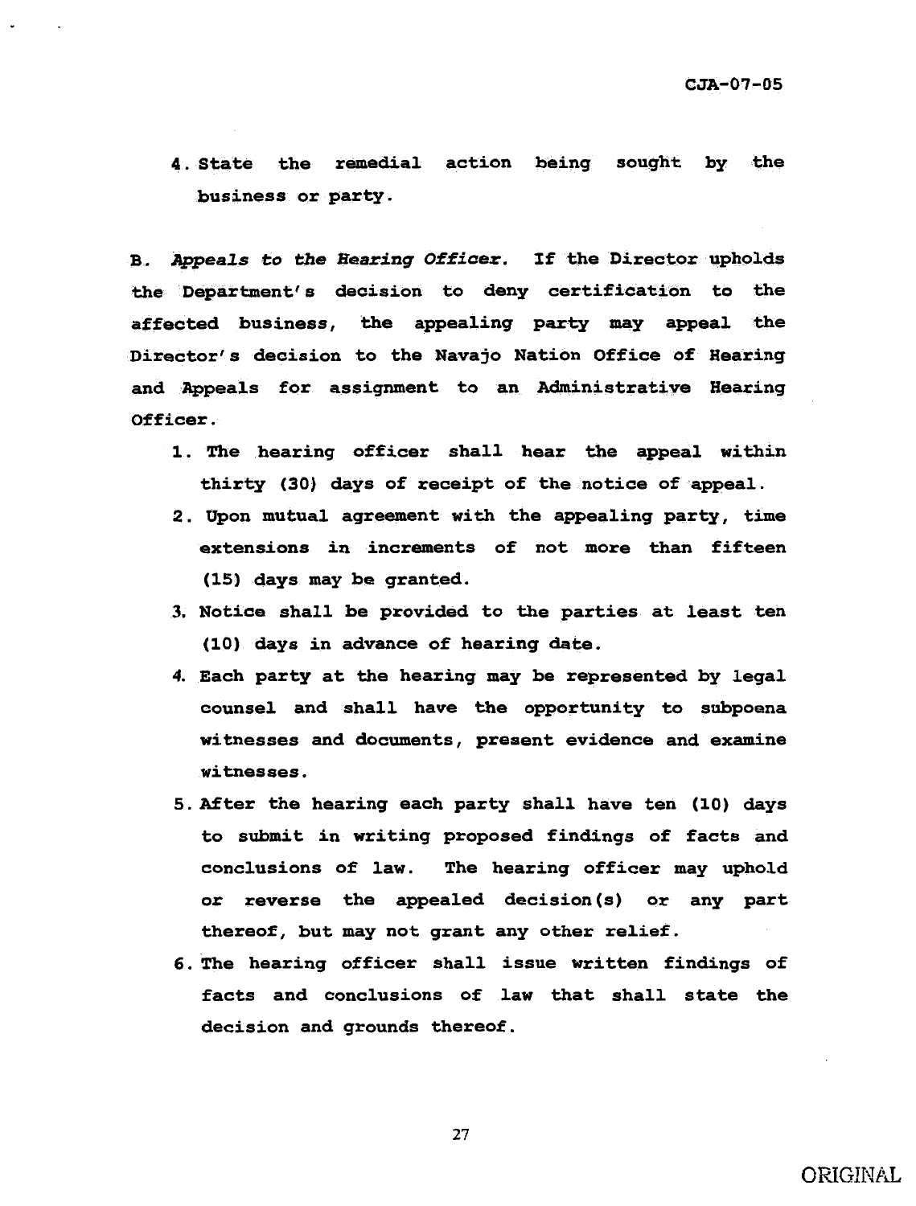4. State the remedial action being sought by the business or party.

B. *Appeals to the Hearing Officer.* If the Director upholds the Department's decision to deny certification to the affected business, the appealing party may appeal the Director's decision to the Navajo Nation Office of Hearing and Appeals for assignment to an Administrative Hearing Officer.

1. The hearing officer shall hear the appeal within thirty (30) days of receipt of the notice of appeal.
2. Upon mutual agreement with the appealing party, time extensions in increments of not more than fifteen (15) days may be granted.
3. Notice shall be provided to the parties at least ten (10) days in advance of hearing date.
4. Each party at the hearing may be represented by legal counsel and shall have the opportunity to subpoena witnesses and documents, present evidence and examine witnesses.
5. After the hearing each party shall have ten (10) days to submit in writing proposed findings of facts and conclusions of law. The hearing officer may uphold or reverse the appealed decision(s) or any part thereof, but may not grant any other relief.
6. The hearing officer shall issue written findings of facts and conclusions of law that shall state the decision and grounds thereof.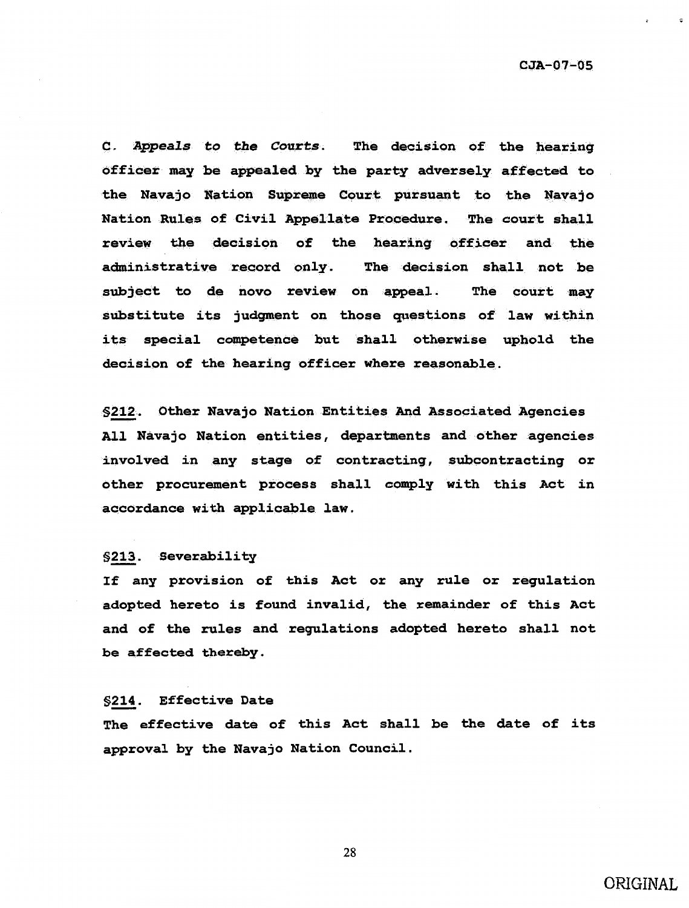C. *Appeals to the Courts*. The decision of the hearing officer may be appealed by the party adversely affected to the Navajo Nation Supreme Court pursuant to the Navajo Nation Rules of Civil Appellate Procedure. The court shall review the decision of the hearing officer and the administrative record only. The decision shall not be subject to de novo review on appeal. The court may substitute its judgment on those questions of law within its special competence but shall otherwise uphold the decision of the hearing officer where reasonable.

**§212. Other Navajo Nation Entities And Associated Agencies**

All Navajo Nation entities, departments and other agencies involved in any stage of contracting, subcontracting or other procurement process shall comply with this Act in accordance with applicable law.

**§213. Severability**

If any provision of this Act or any rule or regulation adopted hereto is found invalid, the remainder of this Act and of the rules and regulations adopted hereto shall not be affected thereby.

**§214. Effective Date**

The effective date of this Act shall be the date of its approval by the Navajo Nation Council.

ORIGINAL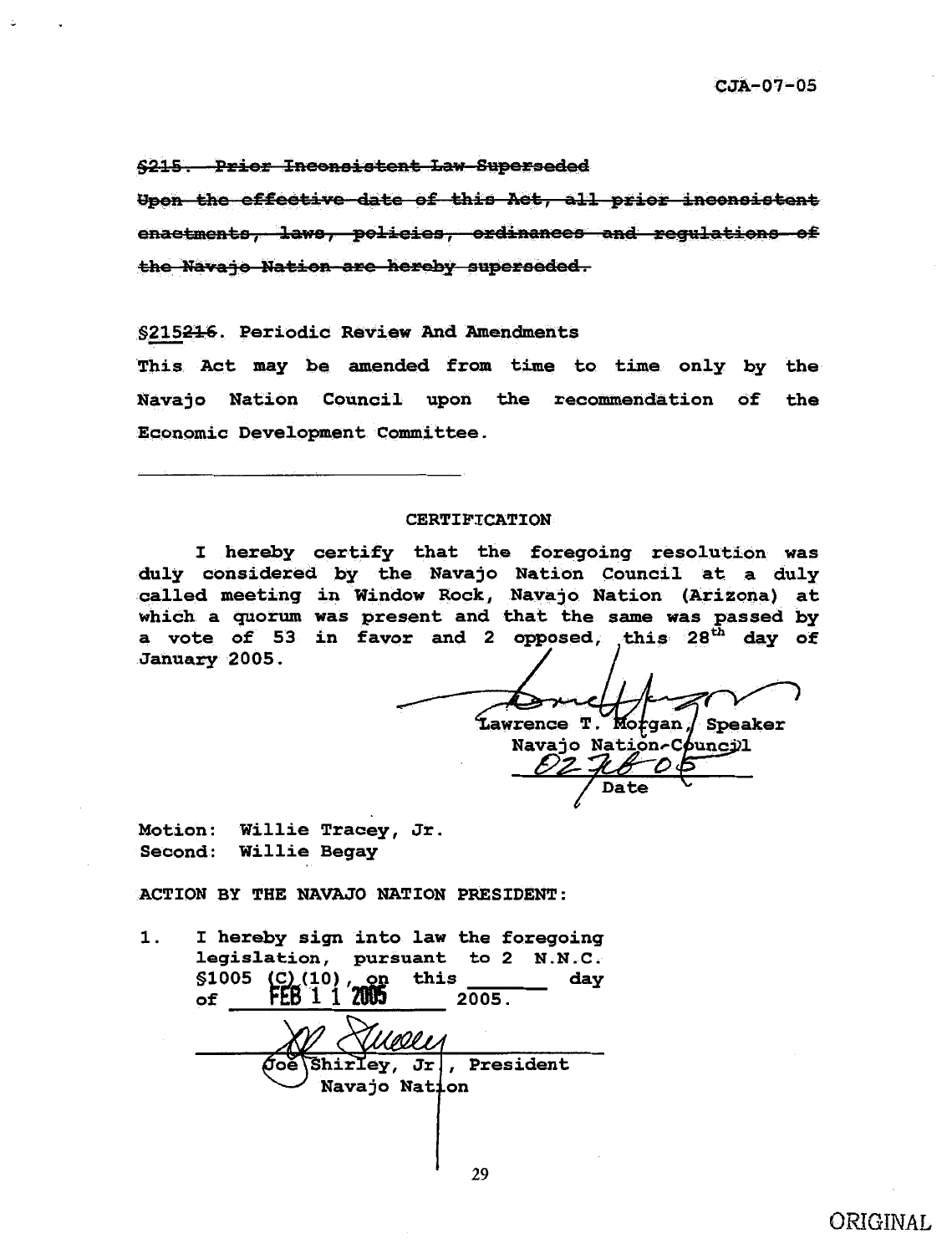CJA-07-05

~~§215. Prior Inconsistent Law Superseded~~

~~Upon the effective date of this Act, all prior inconsistent enactments, laws, policies, ordinances and regulations of the Navajo Nation are hereby superseded.~~

§215~~216~~. Periodic Review And Amendments

This Act may be amended from time to time only by the Navajo Nation Council upon the recommendation of the Economic Development Committee.

---

CERTIFICATION

I hereby certify that the foregoing resolution was duly considered by the Navajo Nation Council at a duly called meeting in Window Rock, Navajo Nation (Arizona) at which a quorum was present and that the same was passed by a vote of 53 in favor and 2 opposed, this 28th day of January 2005.

Lawrence T. Morgan, Speaker
Navajo Nation Council

02-28-05
Date

Motion: Willie Tracey, Jr.
Second: Willie Begay

ACTION BY THE NAVAJO NATION PRESIDENT:

1. I hereby sign into law the foregoing legislation, pursuant to 2 N.N.C. §1005 (C)(10), on this ______ day of FEB 1 1 2005 2005.

Joe Shirley, Jr., President
Navajo Nation

ORIGINAL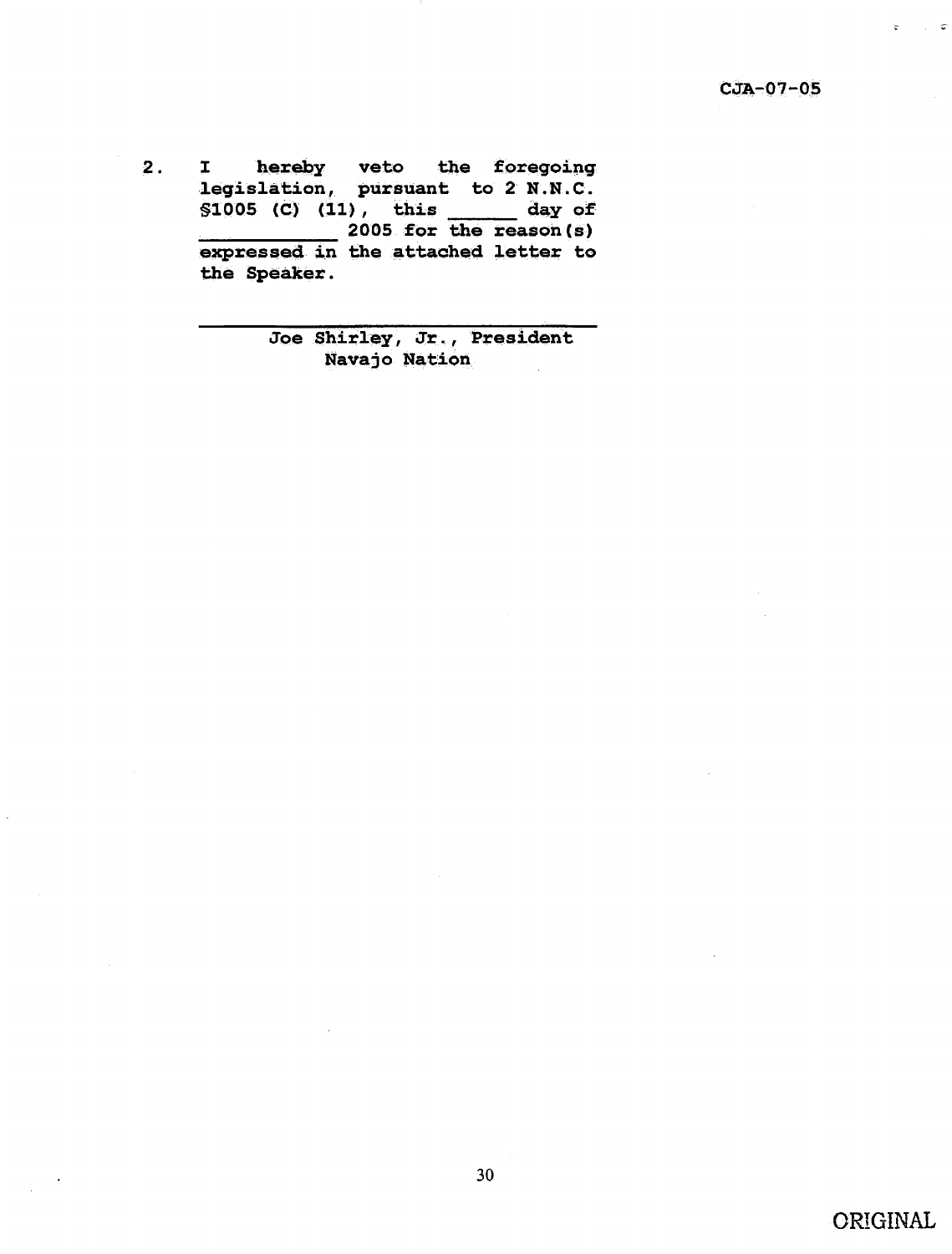CJA-07-05

2. I hereby veto the foregoing legislation, pursuant to 2 N.N.C. §1005 (C) (11), this ______ day of ___________ 2005 for the reason(s) expressed in the attached letter to the Speaker.

_______________________________

Joe Shirley, Jr., President
Navajo Nation

ORIGINAL